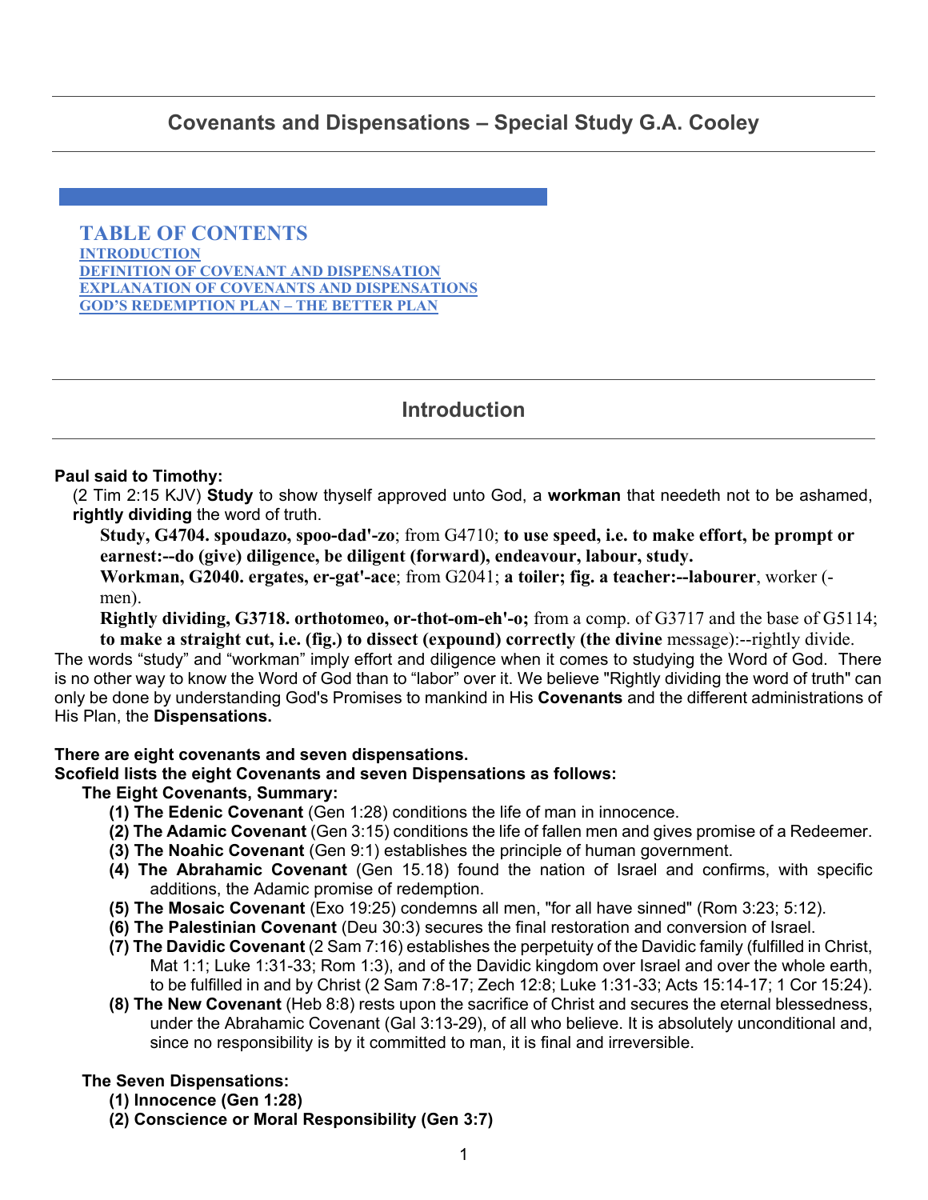# Covenants and Dispensations – Special Study G.A. Cooley

## TABLE OF CONTENTS

[INTRODUCTION](#introduction)
[DEFINITION OF COVENANT AND DISPENSATION](#)
[EXPLANATION OF COVENANTS AND DISPENSATIONS](#)
[GOD'S REDEMPTION PLAN – THE BETTER PLAN](#)

## Introduction

**Paul said to Timothy:**

(2 Tim 2:15 KJV) **Study** to show thyself approved unto God, a **workman** that needeth not to be ashamed, **rightly dividing** the word of truth.

**Study, G4704. spoudazo, spoo-dad'-zo**; from G4710; **to use speed, i.e. to make effort, be prompt or earnest:--do (give) diligence, be diligent (forward), endeavour, labour, study.**

**Workman, G2040. ergates, er-gat'-ace**; from G2041; **a toiler; fig. a teacher:--labourer**, worker (-men).

**Rightly dividing, G3718. orthotomeo, or-thot-om-eh'-o;** from a comp. of G3717 and the base of G5114; **to make a straight cut, i.e. (fig.) to dissect (expound) correctly (the divine** message):--rightly divide.

The words "study" and "workman" imply effort and diligence when it comes to studying the Word of God. There is no other way to know the Word of God than to "labor" over it. We believe "Rightly dividing the word of truth" can only be done by understanding God's Promises to mankind in His **Covenants** and the different administrations of His Plan, the **Dispensations.**

**There are eight covenants and seven dispensations.**

**Scofield lists the eight Covenants and seven Dispensations as follows:**

**The Eight Covenants, Summary:**

- **(1) The Edenic Covenant** (Gen 1:28) conditions the life of man in innocence.
- **(2) The Adamic Covenant** (Gen 3:15) conditions the life of fallen men and gives promise of a Redeemer.
- **(3) The Noahic Covenant** (Gen 9:1) establishes the principle of human government.
- **(4) The Abrahamic Covenant** (Gen 15.18) found the nation of Israel and confirms, with specific additions, the Adamic promise of redemption.
- **(5) The Mosaic Covenant** (Exo 19:25) condemns all men, "for all have sinned" (Rom 3:23; 5:12).
- **(6) The Palestinian Covenant** (Deu 30:3) secures the final restoration and conversion of Israel.
- **(7) The Davidic Covenant** (2 Sam 7:16) establishes the perpetuity of the Davidic family (fulfilled in Christ, Mat 1:1; Luke 1:31-33; Rom 1:3), and of the Davidic kingdom over Israel and over the whole earth, to be fulfilled in and by Christ (2 Sam 7:8-17; Zech 12:8; Luke 1:31-33; Acts 15:14-17; 1 Cor 15:24).
- **(8) The New Covenant** (Heb 8:8) rests upon the sacrifice of Christ and secures the eternal blessedness, under the Abrahamic Covenant (Gal 3:13-29), of all who believe. It is absolutely unconditional and, since no responsibility is by it committed to man, it is final and irreversible.

**The Seven Dispensations:**

- **(1) Innocence (Gen 1:28)**
- **(2) Conscience or Moral Responsibility (Gen 3:7)**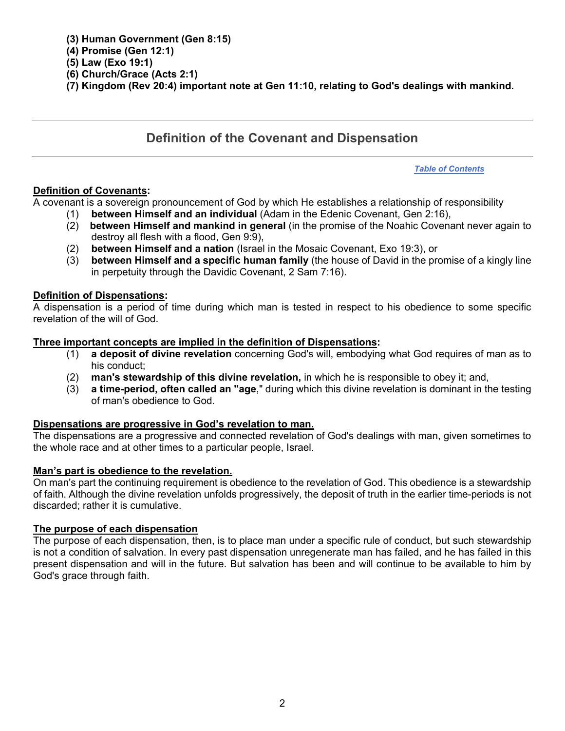**(3) Human Government (Gen 8:15)**
**(4) Promise (Gen 12:1)**
**(5) Law (Exo 19:1)**
**(6) Church/Grace (Acts 2:1)**
**(7) Kingdom (Rev 20:4) important note at Gen 11:10, relating to God's dealings with mankind.**

---

## Definition of the Covenant and Dispensation

---

*Table of Contents*

**Definition of Covenants:**

A covenant is a sovereign pronouncement of God by which He establishes a relationship of responsibility

(1) **between Himself and an individual** (Adam in the Edenic Covenant, Gen 2:16),

(2) **between Himself and mankind in general** (in the promise of the Noahic Covenant never again to destroy all flesh with a flood, Gen 9:9),

(2) **between Himself and a nation** (Israel in the Mosaic Covenant, Exo 19:3), or

(3) **between Himself and a specific human family** (the house of David in the promise of a kingly line in perpetuity through the Davidic Covenant, 2 Sam 7:16).

**Definition of Dispensations:**

A dispensation is a period of time during which man is tested in respect to his obedience to some specific revelation of the will of God.

**Three important concepts are implied in the definition of Dispensations:**

(1) **a deposit of divine revelation** concerning God's will, embodying what God requires of man as to his conduct;

(2) **man's stewardship of this divine revelation,** in which he is responsible to obey it; and,

(3) **a time-period, often called an "age**," during which this divine revelation is dominant in the testing of man's obedience to God.

**Dispensations are progressive in God's revelation to man.**

The dispensations are a progressive and connected revelation of God's dealings with man, given sometimes to the whole race and at other times to a particular people, Israel.

**Man's part is obedience to the revelation.**

On man's part the continuing requirement is obedience to the revelation of God. This obedience is a stewardship of faith. Although the divine revelation unfolds progressively, the deposit of truth in the earlier time-periods is not discarded; rather it is cumulative.

**The purpose of each dispensation**

The purpose of each dispensation, then, is to place man under a specific rule of conduct, but such stewardship is not a condition of salvation. In every past dispensation unregenerate man has failed, and he has failed in this present dispensation and will in the future. But salvation has been and will continue to be available to him by God's grace through faith.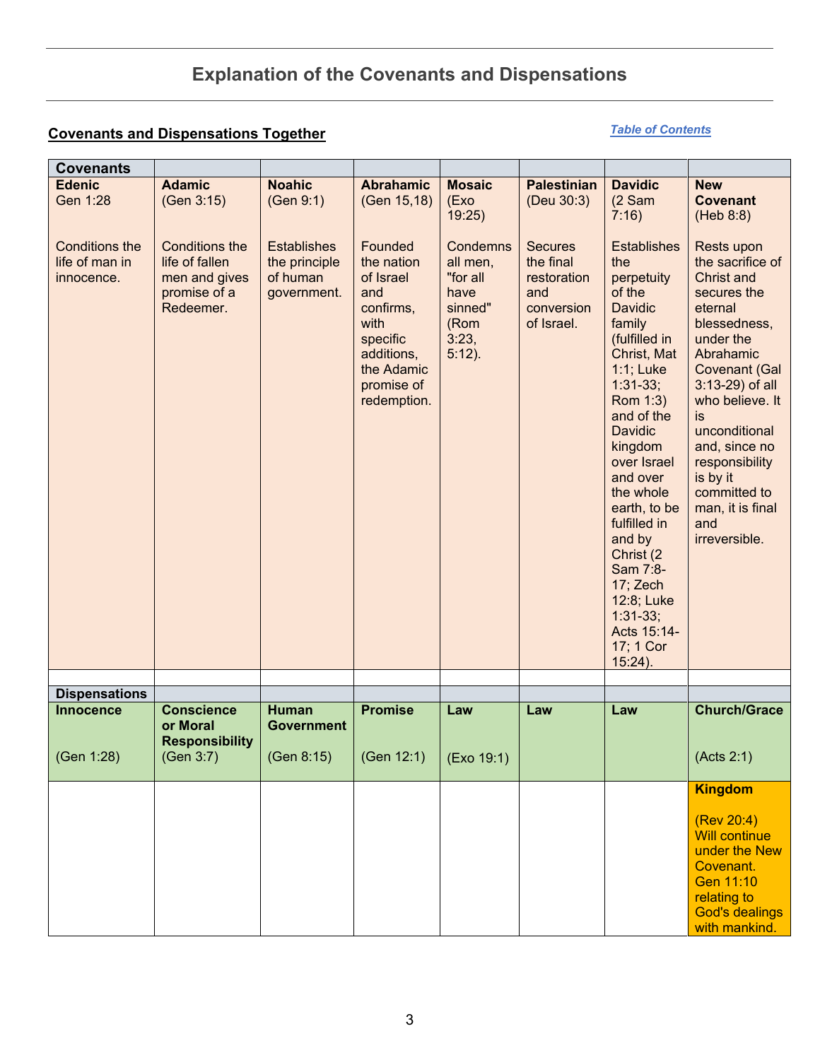# Explanation of the Covenants and Dispensations

## Covenants and Dispensations Together

*Table of Contents*

| Covenants | | | | | | | |
|---|---|---|---|---|---|---|---|
| **Edenic** Gen 1:28 | **Adamic** (Gen 3:15) | **Noahic** (Gen 9:1) | **Abrahamic** (Gen 15,18) | **Mosaic** (Exo 19:25) | **Palestinian** (Deu 30:3) | **Davidic** (2 Sam 7:16) | **New Covenant** (Heb 8:8) |
| Conditions the life of man in innocence. | Conditions the life of fallen men and gives promise of a Redeemer. | Establishes the principle of human government. | Founded the nation of Israel and confirms, with specific additions, the Adamic promise of redemption. | Condemns all men, "for all have sinned" (Rom 3:23, 5:12). | Secures the final restoration and conversion of Israel. | Establishes the perpetuity of the Davidic family (fulfilled in Christ, Mat 1:1; Luke 1:31-33; Rom 1:3) and of the Davidic kingdom over Israel and over the whole earth, to be fulfilled in and by Christ (2 Sam 7:8-17; Zech 12:8; Luke 1:31-33; Acts 15:14-17; 1 Cor 15:24). | Rests upon the sacrifice of Christ and secures the eternal blessedness, under the Abrahamic Covenant (Gal 3:13-29) of all who believe. It is unconditional and, since no responsibility is by it committed to man, it is final and irreversible. |
| | | | | | | | |
| **Dispensations** | | | | | | | |
| **Innocence** (Gen 1:28) | **Conscience or Moral Responsibility** (Gen 3:7) | **Human Government** (Gen 8:15) | **Promise** (Gen 12:1) | **Law** (Exo 19:1) | **Law** | **Law** | **Church/Grace** (Acts 2:1) |
| | | | | | | | **Kingdom** (Rev 20:4) Will continue under the New Covenant. Gen 11:10 relating to God's dealings with mankind. |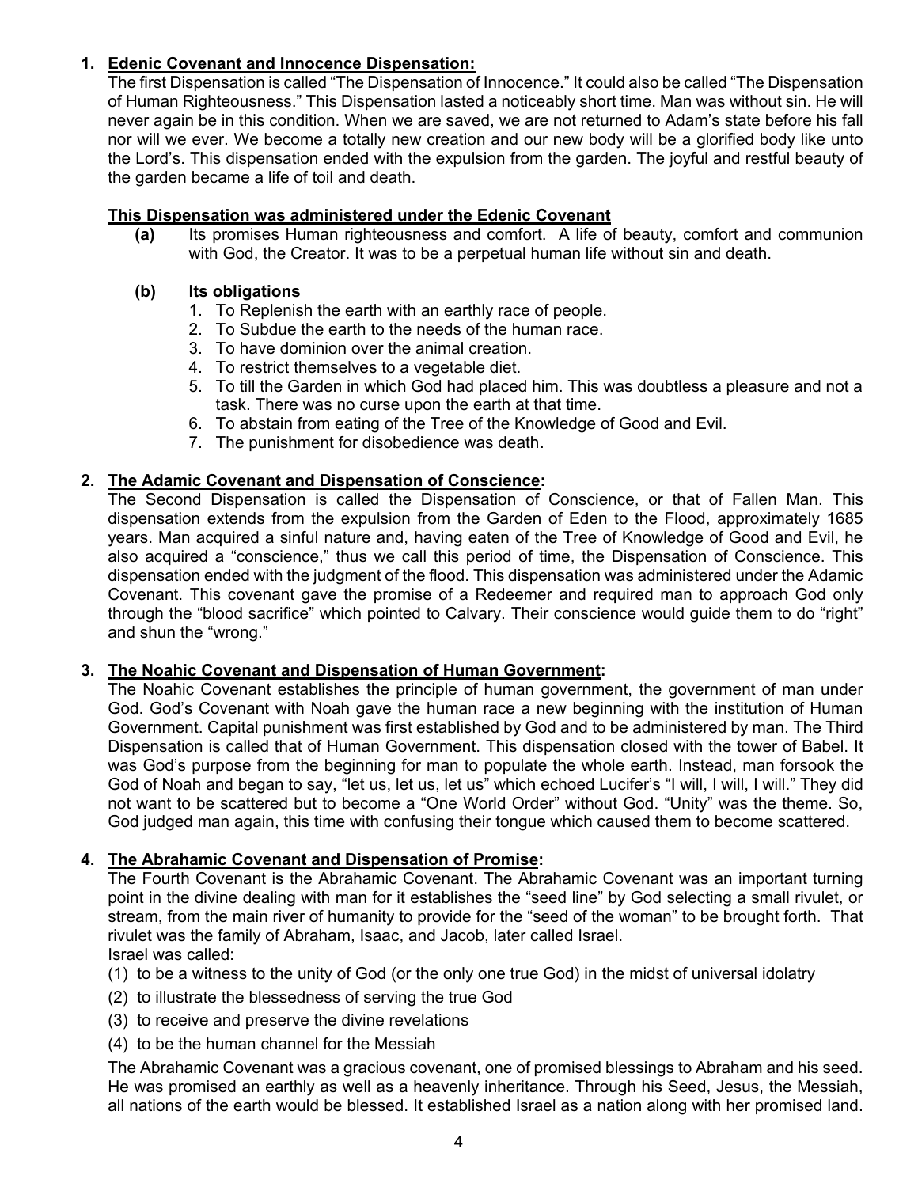1. **<u>Edenic Covenant and Innocence Dispensation:</u>**
   The first Dispensation is called "The Dispensation of Innocence." It could also be called "The Dispensation of Human Righteousness." This Dispensation lasted a noticeably short time. Man was without sin. He will never again be in this condition. When we are saved, we are not returned to Adam's state before his fall nor will we ever. We become a totally new creation and our new body will be a glorified body like unto the Lord's. This dispensation ended with the expulsion from the garden. The joyful and restful beauty of the garden became a life of toil and death.

   **<u>This Dispensation was administered under the Edenic Covenant</u>**

   **(a)** Its promises Human righteousness and comfort. A life of beauty, comfort and communion with God, the Creator. It was to be a perpetual human life without sin and death.

   **(b) Its obligations**
   1. To Replenish the earth with an earthly race of people.
   2. To Subdue the earth to the needs of the human race.
   3. To have dominion over the animal creation.
   4. To restrict themselves to a vegetable diet.
   5. To till the Garden in which God had placed him. This was doubtless a pleasure and not a task. There was no curse upon the earth at that time.
   6. To abstain from eating of the Tree of the Knowledge of Good and Evil.
   7. The punishment for disobedience was death**.**

2. **<u>The Adamic Covenant and Dispensation of Conscience</u>:**
   The Second Dispensation is called the Dispensation of Conscience, or that of Fallen Man. This dispensation extends from the expulsion from the Garden of Eden to the Flood, approximately 1685 years. Man acquired a sinful nature and, having eaten of the Tree of Knowledge of Good and Evil, he also acquired a "conscience," thus we call this period of time, the Dispensation of Conscience. This dispensation ended with the judgment of the flood. This dispensation was administered under the Adamic Covenant. This covenant gave the promise of a Redeemer and required man to approach God only through the "blood sacrifice" which pointed to Calvary. Their conscience would guide them to do "right" and shun the "wrong."

3. **<u>The Noahic Covenant and Dispensation of Human Government</u>:**
   The Noahic Covenant establishes the principle of human government, the government of man under God. God's Covenant with Noah gave the human race a new beginning with the institution of Human Government. Capital punishment was first established by God and to be administered by man. The Third Dispensation is called that of Human Government. This dispensation closed with the tower of Babel. It was God's purpose from the beginning for man to populate the whole earth. Instead, man forsook the God of Noah and began to say, "let us, let us, let us" which echoed Lucifer's "I will, I will, I will." They did not want to be scattered but to become a "One World Order" without God. "Unity" was the theme. So, God judged man again, this time with confusing their tongue which caused them to become scattered.

4. **<u>The Abrahamic Covenant and Dispensation of Promise</u>:**
   The Fourth Covenant is the Abrahamic Covenant. The Abrahamic Covenant was an important turning point in the divine dealing with man for it establishes the "seed line" by God selecting a small rivulet, or stream, from the main river of humanity to provide for the "seed of the woman" to be brought forth. That rivulet was the family of Abraham, Isaac, and Jacob, later called Israel.
   Israel was called:
   (1) to be a witness to the unity of God (or the only one true God) in the midst of universal idolatry
   (2) to illustrate the blessedness of serving the true God
   (3) to receive and preserve the divine revelations
   (4) to be the human channel for the Messiah

   The Abrahamic Covenant was a gracious covenant, one of promised blessings to Abraham and his seed. He was promised an earthly as well as a heavenly inheritance. Through his Seed, Jesus, the Messiah, all nations of the earth would be blessed. It established Israel as a nation along with her promised land.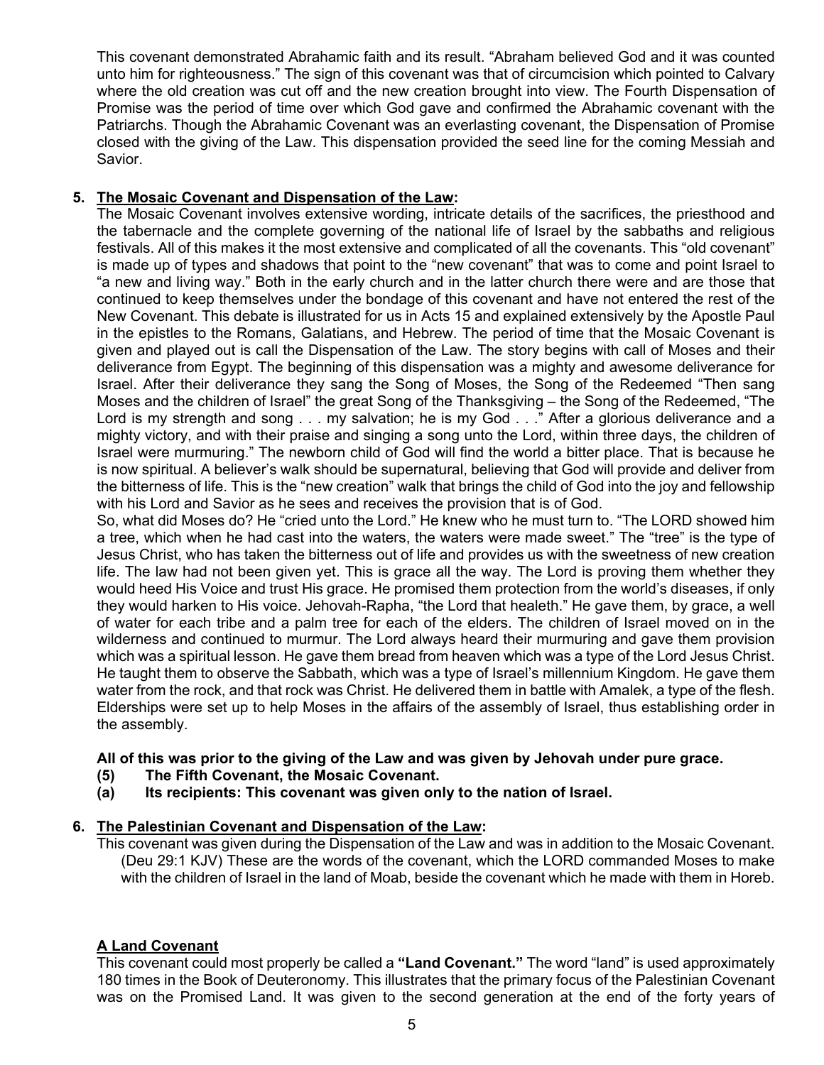This covenant demonstrated Abrahamic faith and its result. "Abraham believed God and it was counted unto him for righteousness." The sign of this covenant was that of circumcision which pointed to Calvary where the old creation was cut off and the new creation brought into view. The Fourth Dispensation of Promise was the period of time over which God gave and confirmed the Abrahamic covenant with the Patriarchs. Though the Abrahamic Covenant was an everlasting covenant, the Dispensation of Promise closed with the giving of the Law. This dispensation provided the seed line for the coming Messiah and Savior.

5. **<u>The Mosaic Covenant and Dispensation of the Law</u>:**

The Mosaic Covenant involves extensive wording, intricate details of the sacrifices, the priesthood and the tabernacle and the complete governing of the national life of Israel by the sabbaths and religious festivals. All of this makes it the most extensive and complicated of all the covenants. This "old covenant" is made up of types and shadows that point to the "new covenant" that was to come and point Israel to "a new and living way." Both in the early church and in the latter church there were and are those that continued to keep themselves under the bondage of this covenant and have not entered the rest of the New Covenant. This debate is illustrated for us in Acts 15 and explained extensively by the Apostle Paul in the epistles to the Romans, Galatians, and Hebrew. The period of time that the Mosaic Covenant is given and played out is call the Dispensation of the Law. The story begins with call of Moses and their deliverance from Egypt. The beginning of this dispensation was a mighty and awesome deliverance for Israel. After their deliverance they sang the Song of Moses, the Song of the Redeemed "Then sang Moses and the children of Israel" the great Song of the Thanksgiving – the Song of the Redeemed, "The Lord is my strength and song . . . my salvation; he is my God . . ." After a glorious deliverance and a mighty victory, and with their praise and singing a song unto the Lord, within three days, the children of Israel were murmuring." The newborn child of God will find the world a bitter place. That is because he is now spiritual. A believer's walk should be supernatural, believing that God will provide and deliver from the bitterness of life. This is the "new creation" walk that brings the child of God into the joy and fellowship with his Lord and Savior as he sees and receives the provision that is of God.

So, what did Moses do? He "cried unto the Lord." He knew who he must turn to. "The LORD showed him a tree, which when he had cast into the waters, the waters were made sweet." The "tree" is the type of Jesus Christ, who has taken the bitterness out of life and provides us with the sweetness of new creation life. The law had not been given yet. This is grace all the way. The Lord is proving them whether they would heed His Voice and trust His grace. He promised them protection from the world's diseases, if only they would harken to His voice. Jehovah-Rapha, "the Lord that healeth." He gave them, by grace, a well of water for each tribe and a palm tree for each of the elders. The children of Israel moved on in the wilderness and continued to murmur. The Lord always heard their murmuring and gave them provision which was a spiritual lesson. He gave them bread from heaven which was a type of the Lord Jesus Christ. He taught them to observe the Sabbath, which was a type of Israel's millennium Kingdom. He gave them water from the rock, and that rock was Christ. He delivered them in battle with Amalek, a type of the flesh. Elderships were set up to help Moses in the affairs of the assembly of Israel, thus establishing order in the assembly.

**All of this was prior to the giving of the Law and was given by Jehovah under pure grace.**

**(5) The Fifth Covenant, the Mosaic Covenant.**

**(a) Its recipients: This covenant was given only to the nation of Israel.**

6. **<u>The Palestinian Covenant and Dispensation of the Law</u>:**

This covenant was given during the Dispensation of the Law and was in addition to the Mosaic Covenant.

(Deu 29:1 KJV) These are the words of the covenant, which the LORD commanded Moses to make with the children of Israel in the land of Moab, beside the covenant which he made with them in Horeb.

**<u>A Land Covenant</u>**

This covenant could most properly be called a **"Land Covenant."** The word "land" is used approximately 180 times in the Book of Deuteronomy. This illustrates that the primary focus of the Palestinian Covenant was on the Promised Land. It was given to the second generation at the end of the forty years of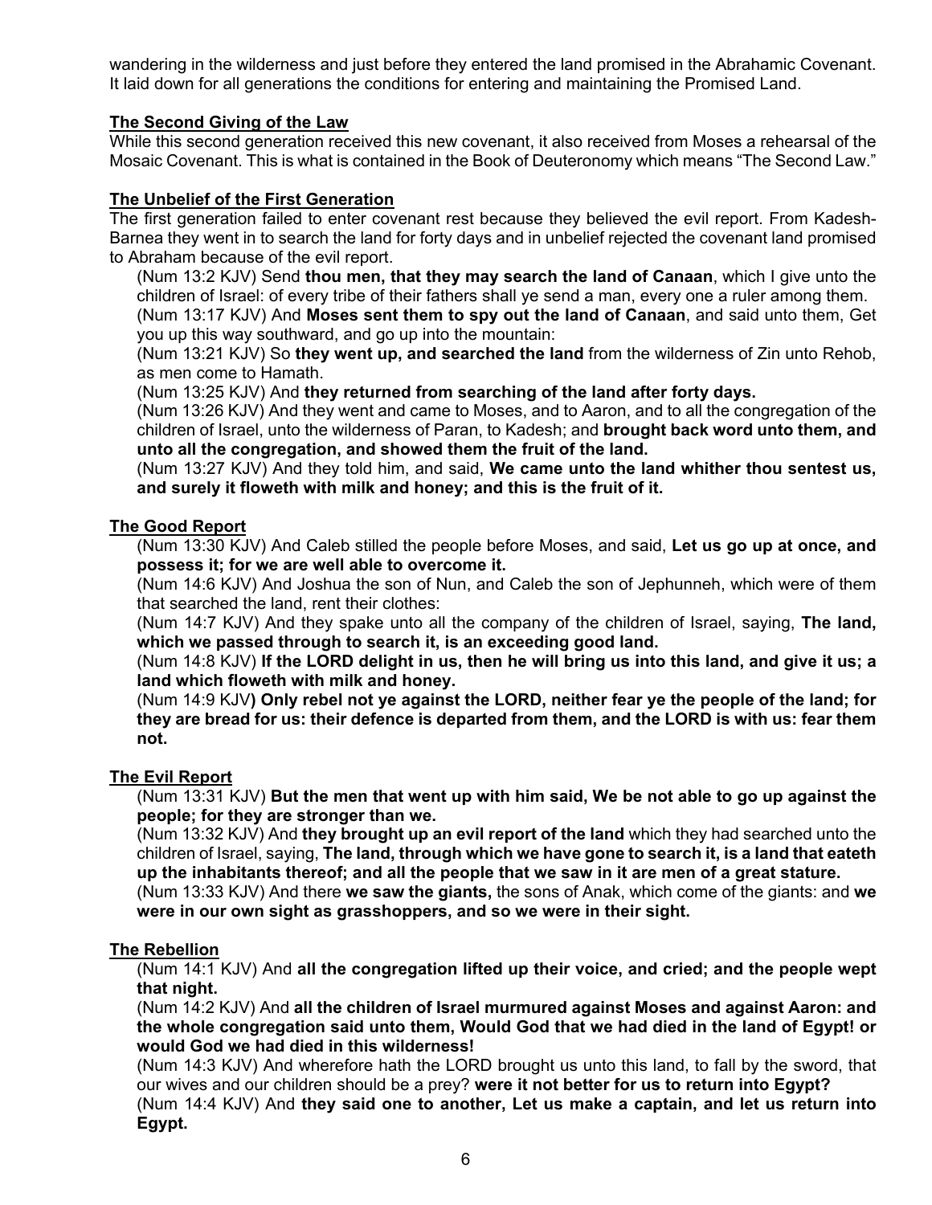wandering in the wilderness and just before they entered the land promised in the Abrahamic Covenant. It laid down for all generations the conditions for entering and maintaining the Promised Land.

**The Second Giving of the Law**

While this second generation received this new covenant, it also received from Moses a rehearsal of the Mosaic Covenant. This is what is contained in the Book of Deuteronomy which means "The Second Law."

**The Unbelief of the First Generation**

The first generation failed to enter covenant rest because they believed the evil report. From Kadesh-Barnea they went in to search the land for forty days and in unbelief rejected the covenant land promised to Abraham because of the evil report.

> (Num 13:2 KJV) Send **thou men, that they may search the land of Canaan**, which I give unto the children of Israel: of every tribe of their fathers shall ye send a man, every one a ruler among them.
>
> (Num 13:17 KJV) And **Moses sent them to spy out the land of Canaan**, and said unto them, Get you up this way southward, and go up into the mountain:
>
> (Num 13:21 KJV) So **they went up, and searched the land** from the wilderness of Zin unto Rehob, as men come to Hamath.
>
> (Num 13:25 KJV) And **they returned from searching of the land after forty days.**
>
> (Num 13:26 KJV) And they went and came to Moses, and to Aaron, and to all the congregation of the children of Israel, unto the wilderness of Paran, to Kadesh; and **brought back word unto them, and unto all the congregation, and showed them the fruit of the land.**
>
> (Num 13:27 KJV) And they told him, and said, **We came unto the land whither thou sentest us, and surely it floweth with milk and honey; and this is the fruit of it.**

**The Good Report**

> (Num 13:30 KJV) And Caleb stilled the people before Moses, and said, **Let us go up at once, and possess it; for we are well able to overcome it.**
>
> (Num 14:6 KJV) And Joshua the son of Nun, and Caleb the son of Jephunneh, which were of them that searched the land, rent their clothes:
>
> (Num 14:7 KJV) And they spake unto all the company of the children of Israel, saying, **The land, which we passed through to search it, is an exceeding good land.**
>
> (Num 14:8 KJV) **If the LORD delight in us, then he will bring us into this land, and give it us; a land which floweth with milk and honey.**
>
> (Num 14:9 KJV**) Only rebel not ye against the LORD, neither fear ye the people of the land; for they are bread for us: their defence is departed from them, and the LORD is with us: fear them not.**

**The Evil Report**

> (Num 13:31 KJV) **But the men that went up with him said, We be not able to go up against the people; for they are stronger than we.**
>
> (Num 13:32 KJV) And **they brought up an evil report of the land** which they had searched unto the children of Israel, saying, **The land, through which we have gone to search it, is a land that eateth up the inhabitants thereof; and all the people that we saw in it are men of a great stature.**
>
> (Num 13:33 KJV) And there **we saw the giants,** the sons of Anak, which come of the giants: and **we were in our own sight as grasshoppers, and so we were in their sight.**

**The Rebellion**

> (Num 14:1 KJV) And **all the congregation lifted up their voice, and cried; and the people wept that night.**
>
> (Num 14:2 KJV) And **all the children of Israel murmured against Moses and against Aaron: and the whole congregation said unto them, Would God that we had died in the land of Egypt! or would God we had died in this wilderness!**
>
> (Num 14:3 KJV) And wherefore hath the LORD brought us unto this land, to fall by the sword, that our wives and our children should be a prey? **were it not better for us to return into Egypt?**
>
> (Num 14:4 KJV) And **they said one to another, Let us make a captain, and let us return into Egypt.**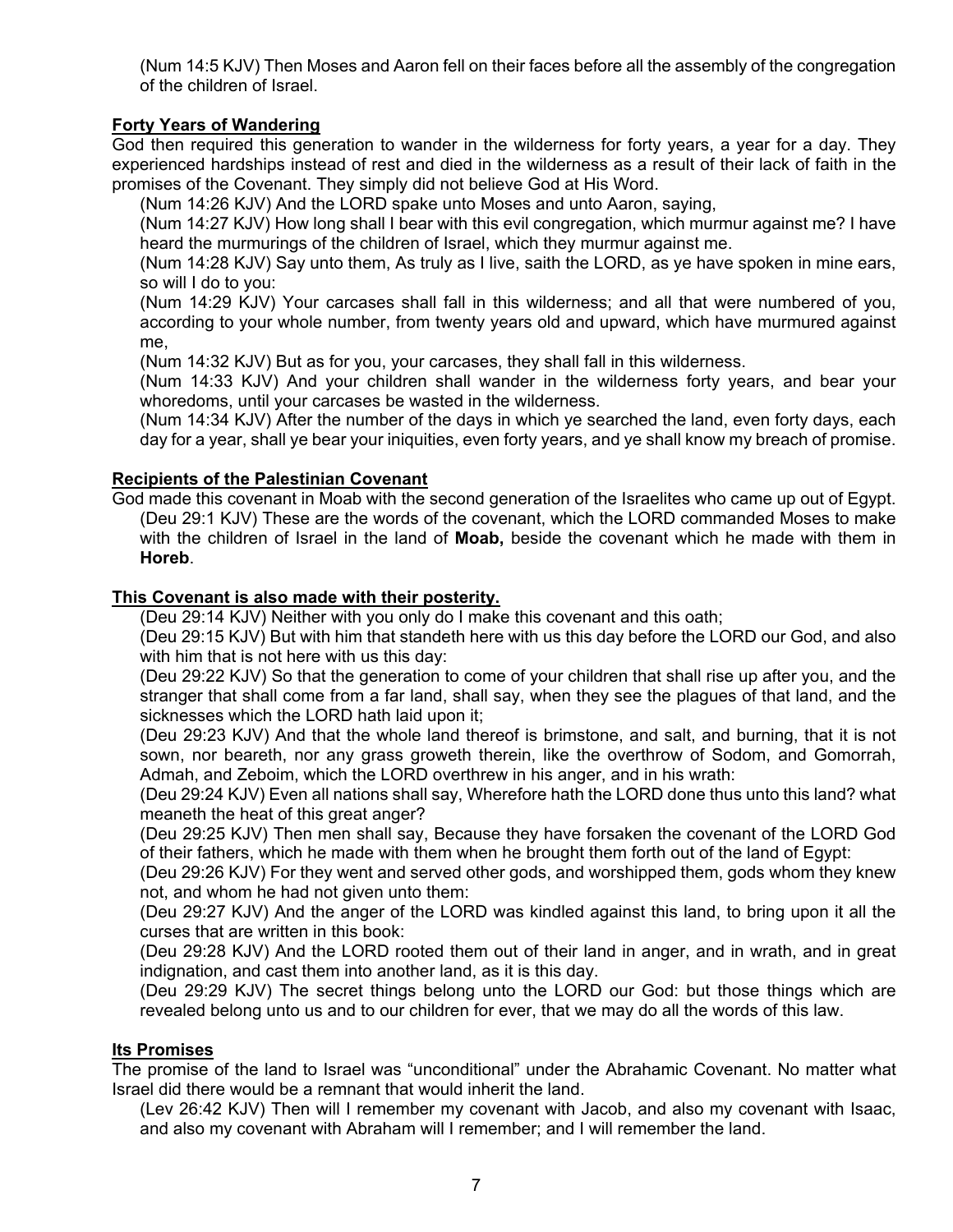(Num 14:5 KJV) Then Moses and Aaron fell on their faces before all the assembly of the congregation of the children of Israel.

**Forty Years of Wandering**

God then required this generation to wander in the wilderness for forty years, a year for a day. They experienced hardships instead of rest and died in the wilderness as a result of their lack of faith in the promises of the Covenant. They simply did not believe God at His Word.

(Num 14:26 KJV) And the LORD spake unto Moses and unto Aaron, saying,

(Num 14:27 KJV) How long shall I bear with this evil congregation, which murmur against me? I have heard the murmurings of the children of Israel, which they murmur against me.

(Num 14:28 KJV) Say unto them, As truly as I live, saith the LORD, as ye have spoken in mine ears, so will I do to you:

(Num 14:29 KJV) Your carcases shall fall in this wilderness; and all that were numbered of you, according to your whole number, from twenty years old and upward, which have murmured against me,

(Num 14:32 KJV) But as for you, your carcases, they shall fall in this wilderness.

(Num 14:33 KJV) And your children shall wander in the wilderness forty years, and bear your whoredoms, until your carcases be wasted in the wilderness.

(Num 14:34 KJV) After the number of the days in which ye searched the land, even forty days, each day for a year, shall ye bear your iniquities, even forty years, and ye shall know my breach of promise.

**Recipients of the Palestinian Covenant**

God made this covenant in Moab with the second generation of the Israelites who came up out of Egypt.

(Deu 29:1 KJV) These are the words of the covenant, which the LORD commanded Moses to make with the children of Israel in the land of **Moab,** beside the covenant which he made with them in **Horeb**.

**This Covenant is also made with their posterity.**

(Deu 29:14 KJV) Neither with you only do I make this covenant and this oath;

(Deu 29:15 KJV) But with him that standeth here with us this day before the LORD our God, and also with him that is not here with us this day:

(Deu 29:22 KJV) So that the generation to come of your children that shall rise up after you, and the stranger that shall come from a far land, shall say, when they see the plagues of that land, and the sicknesses which the LORD hath laid upon it;

(Deu 29:23 KJV) And that the whole land thereof is brimstone, and salt, and burning, that it is not sown, nor beareth, nor any grass groweth therein, like the overthrow of Sodom, and Gomorrah, Admah, and Zeboim, which the LORD overthrew in his anger, and in his wrath:

(Deu 29:24 KJV) Even all nations shall say, Wherefore hath the LORD done thus unto this land? what meaneth the heat of this great anger?

(Deu 29:25 KJV) Then men shall say, Because they have forsaken the covenant of the LORD God of their fathers, which he made with them when he brought them forth out of the land of Egypt:

(Deu 29:26 KJV) For they went and served other gods, and worshipped them, gods whom they knew not, and whom he had not given unto them:

(Deu 29:27 KJV) And the anger of the LORD was kindled against this land, to bring upon it all the curses that are written in this book:

(Deu 29:28 KJV) And the LORD rooted them out of their land in anger, and in wrath, and in great indignation, and cast them into another land, as it is this day.

(Deu 29:29 KJV) The secret things belong unto the LORD our God: but those things which are revealed belong unto us and to our children for ever, that we may do all the words of this law.

**Its Promises**

The promise of the land to Israel was "unconditional" under the Abrahamic Covenant. No matter what Israel did there would be a remnant that would inherit the land.

(Lev 26:42 KJV) Then will I remember my covenant with Jacob, and also my covenant with Isaac, and also my covenant with Abraham will I remember; and I will remember the land.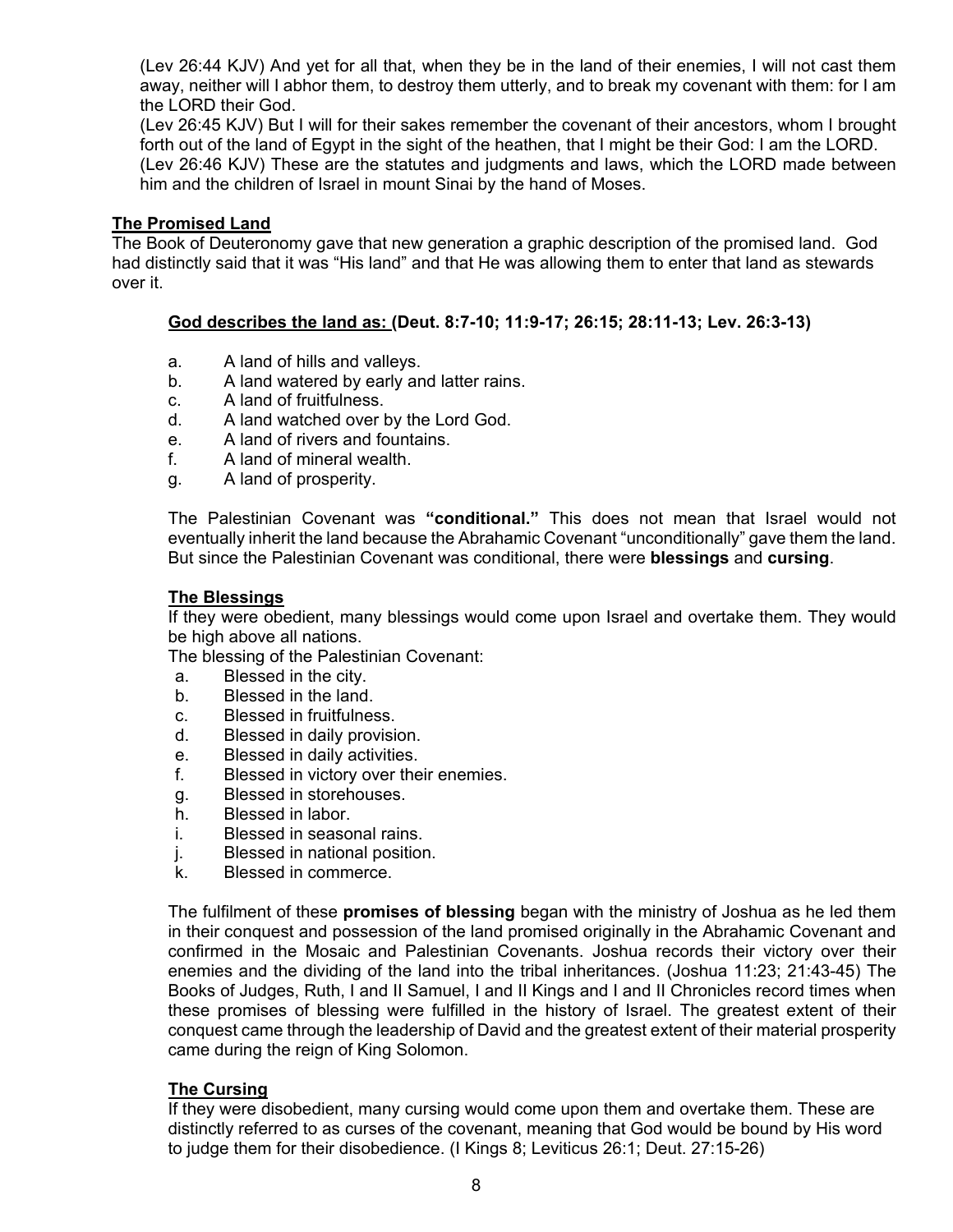(Lev 26:44 KJV) And yet for all that, when they be in the land of their enemies, I will not cast them away, neither will I abhor them, to destroy them utterly, and to break my covenant with them: for I am the LORD their God.
(Lev 26:45 KJV) But I will for their sakes remember the covenant of their ancestors, whom I brought forth out of the land of Egypt in the sight of the heathen, that I might be their God: I am the LORD.
(Lev 26:46 KJV) These are the statutes and judgments and laws, which the LORD made between him and the children of Israel in mount Sinai by the hand of Moses.

**The Promised Land**

The Book of Deuteronomy gave that new generation a graphic description of the promised land. God had distinctly said that it was "His land" and that He was allowing them to enter that land as stewards over it.

**God describes the land as: (Deut. 8:7-10; 11:9-17; 26:15; 28:11-13; Lev. 26:3-13)**

a. A land of hills and valleys.
b. A land watered by early and latter rains.
c. A land of fruitfulness.
d. A land watched over by the Lord God.
e. A land of rivers and fountains.
f. A land of mineral wealth.
g. A land of prosperity.

The Palestinian Covenant was **"conditional."** This does not mean that Israel would not eventually inherit the land because the Abrahamic Covenant "unconditionally" gave them the land. But since the Palestinian Covenant was conditional, there were **blessings** and **cursing**.

**The Blessings**

If they were obedient, many blessings would come upon Israel and overtake them. They would be high above all nations.
The blessing of the Palestinian Covenant:

a. Blessed in the city.
b. Blessed in the land.
c. Blessed in fruitfulness.
d. Blessed in daily provision.
e. Blessed in daily activities.
f. Blessed in victory over their enemies.
g. Blessed in storehouses.
h. Blessed in labor.
i. Blessed in seasonal rains.
j. Blessed in national position.
k. Blessed in commerce.

The fulfilment of these **promises of blessing** began with the ministry of Joshua as he led them in their conquest and possession of the land promised originally in the Abrahamic Covenant and confirmed in the Mosaic and Palestinian Covenants. Joshua records their victory over their enemies and the dividing of the land into the tribal inheritances. (Joshua 11:23; 21:43-45) The Books of Judges, Ruth, I and II Samuel, I and II Kings and I and II Chronicles record times when these promises of blessing were fulfilled in the history of Israel. The greatest extent of their conquest came through the leadership of David and the greatest extent of their material prosperity came during the reign of King Solomon.

**The Cursing**

If they were disobedient, many cursing would come upon them and overtake them. These are distinctly referred to as curses of the covenant, meaning that God would be bound by His word to judge them for their disobedience. (I Kings 8; Leviticus 26:1; Deut. 27:15-26)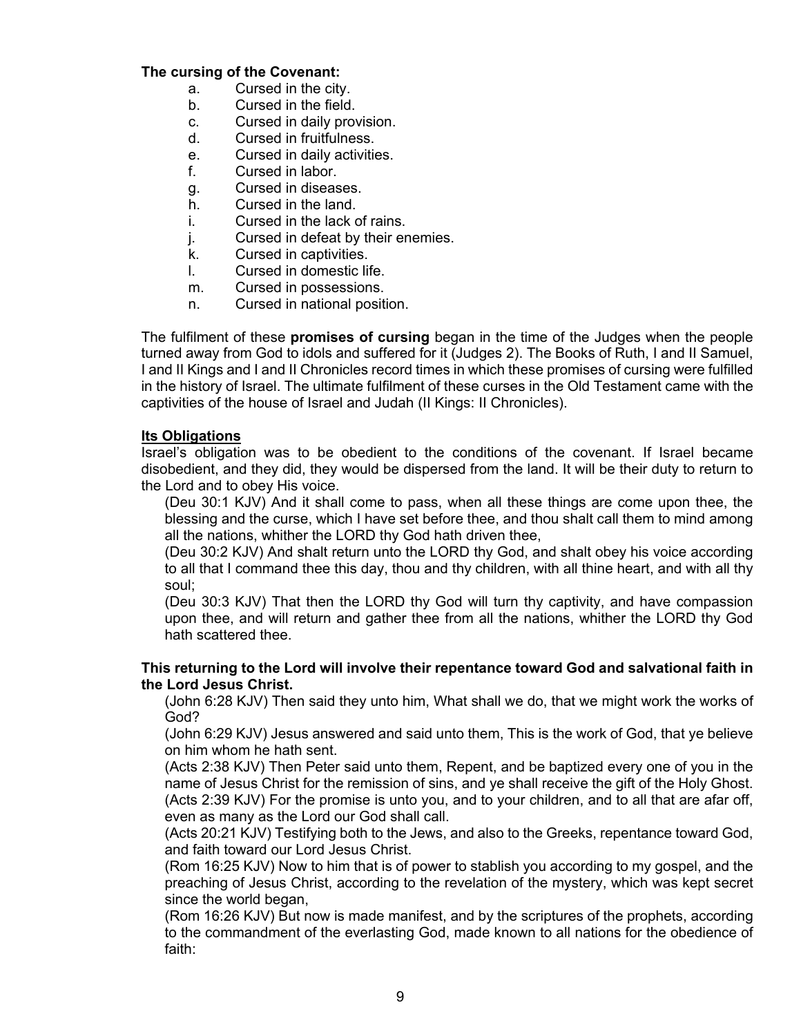**The cursing of the Covenant:**

a. Cursed in the city.
b. Cursed in the field.
c. Cursed in daily provision.
d. Cursed in fruitfulness.
e. Cursed in daily activities.
f. Cursed in labor.
g. Cursed in diseases.
h. Cursed in the land.
i. Cursed in the lack of rains.
j. Cursed in defeat by their enemies.
k. Cursed in captivities.
l. Cursed in domestic life.
m. Cursed in possessions.
n. Cursed in national position.

The fulfilment of these **promises of cursing** began in the time of the Judges when the people turned away from God to idols and suffered for it (Judges 2). The Books of Ruth, I and II Samuel, I and II Kings and I and II Chronicles record times in which these promises of cursing were fulfilled in the history of Israel. The ultimate fulfilment of these curses in the Old Testament came with the captivities of the house of Israel and Judah (II Kings: II Chronicles).

**Its Obligations**

Israel's obligation was to be obedient to the conditions of the covenant. If Israel became disobedient, and they did, they would be dispersed from the land. It will be their duty to return to the Lord and to obey His voice.

(Deu 30:1 KJV) And it shall come to pass, when all these things are come upon thee, the blessing and the curse, which I have set before thee, and thou shalt call them to mind among all the nations, whither the LORD thy God hath driven thee,

(Deu 30:2 KJV) And shalt return unto the LORD thy God, and shalt obey his voice according to all that I command thee this day, thou and thy children, with all thine heart, and with all thy soul;

(Deu 30:3 KJV) That then the LORD thy God will turn thy captivity, and have compassion upon thee, and will return and gather thee from all the nations, whither the LORD thy God hath scattered thee.

**This returning to the Lord will involve their repentance toward God and salvational faith in the Lord Jesus Christ.**

(John 6:28 KJV) Then said they unto him, What shall we do, that we might work the works of God?

(John 6:29 KJV) Jesus answered and said unto them, This is the work of God, that ye believe on him whom he hath sent.

(Acts 2:38 KJV) Then Peter said unto them, Repent, and be baptized every one of you in the name of Jesus Christ for the remission of sins, and ye shall receive the gift of the Holy Ghost.

(Acts 2:39 KJV) For the promise is unto you, and to your children, and to all that are afar off, even as many as the Lord our God shall call.

(Acts 20:21 KJV) Testifying both to the Jews, and also to the Greeks, repentance toward God, and faith toward our Lord Jesus Christ.

(Rom 16:25 KJV) Now to him that is of power to stablish you according to my gospel, and the preaching of Jesus Christ, according to the revelation of the mystery, which was kept secret since the world began,

(Rom 16:26 KJV) But now is made manifest, and by the scriptures of the prophets, according to the commandment of the everlasting God, made known to all nations for the obedience of faith: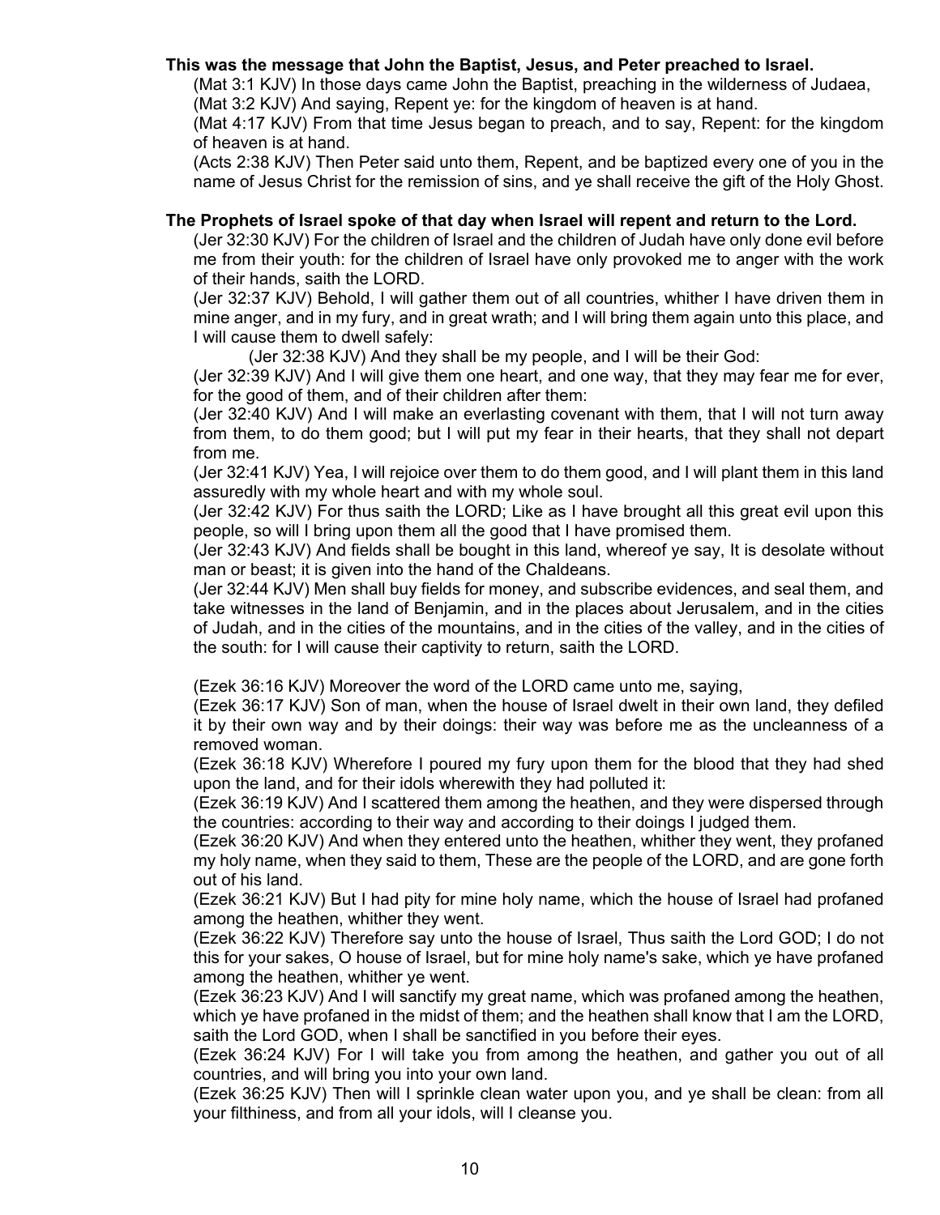**This was the message that John the Baptist, Jesus, and Peter preached to Israel.**

(Mat 3:1 KJV) In those days came John the Baptist, preaching in the wilderness of Judaea,
(Mat 3:2 KJV) And saying, Repent ye: for the kingdom of heaven is at hand.
(Mat 4:17 KJV) From that time Jesus began to preach, and to say, Repent: for the kingdom of heaven is at hand.
(Acts 2:38 KJV) Then Peter said unto them, Repent, and be baptized every one of you in the name of Jesus Christ for the remission of sins, and ye shall receive the gift of the Holy Ghost.

**The Prophets of Israel spoke of that day when Israel will repent and return to the Lord.**

(Jer 32:30 KJV) For the children of Israel and the children of Judah have only done evil before me from their youth: for the children of Israel have only provoked me to anger with the work of their hands, saith the LORD.
(Jer 32:37 KJV) Behold, I will gather them out of all countries, whither I have driven them in mine anger, and in my fury, and in great wrath; and I will bring them again unto this place, and I will cause them to dwell safely:
(Jer 32:38 KJV) And they shall be my people, and I will be their God:
(Jer 32:39 KJV) And I will give them one heart, and one way, that they may fear me for ever, for the good of them, and of their children after them:
(Jer 32:40 KJV) And I will make an everlasting covenant with them, that I will not turn away from them, to do them good; but I will put my fear in their hearts, that they shall not depart from me.
(Jer 32:41 KJV) Yea, I will rejoice over them to do them good, and I will plant them in this land assuredly with my whole heart and with my whole soul.
(Jer 32:42 KJV) For thus saith the LORD; Like as I have brought all this great evil upon this people, so will I bring upon them all the good that I have promised them.
(Jer 32:43 KJV) And fields shall be bought in this land, whereof ye say, It is desolate without man or beast; it is given into the hand of the Chaldeans.
(Jer 32:44 KJV) Men shall buy fields for money, and subscribe evidences, and seal them, and take witnesses in the land of Benjamin, and in the places about Jerusalem, and in the cities of Judah, and in the cities of the mountains, and in the cities of the valley, and in the cities of the south: for I will cause their captivity to return, saith the LORD.

(Ezek 36:16 KJV) Moreover the word of the LORD came unto me, saying,
(Ezek 36:17 KJV) Son of man, when the house of Israel dwelt in their own land, they defiled it by their own way and by their doings: their way was before me as the uncleanness of a removed woman.
(Ezek 36:18 KJV) Wherefore I poured my fury upon them for the blood that they had shed upon the land, and for their idols wherewith they had polluted it:
(Ezek 36:19 KJV) And I scattered them among the heathen, and they were dispersed through the countries: according to their way and according to their doings I judged them.
(Ezek 36:20 KJV) And when they entered unto the heathen, whither they went, they profaned my holy name, when they said to them, These are the people of the LORD, and are gone forth out of his land.
(Ezek 36:21 KJV) But I had pity for mine holy name, which the house of Israel had profaned among the heathen, whither they went.
(Ezek 36:22 KJV) Therefore say unto the house of Israel, Thus saith the Lord GOD; I do not this for your sakes, O house of Israel, but for mine holy name's sake, which ye have profaned among the heathen, whither ye went.
(Ezek 36:23 KJV) And I will sanctify my great name, which was profaned among the heathen, which ye have profaned in the midst of them; and the heathen shall know that I am the LORD, saith the Lord GOD, when I shall be sanctified in you before their eyes.
(Ezek 36:24 KJV) For I will take you from among the heathen, and gather you out of all countries, and will bring you into your own land.
(Ezek 36:25 KJV) Then will I sprinkle clean water upon you, and ye shall be clean: from all your filthiness, and from all your idols, will I cleanse you.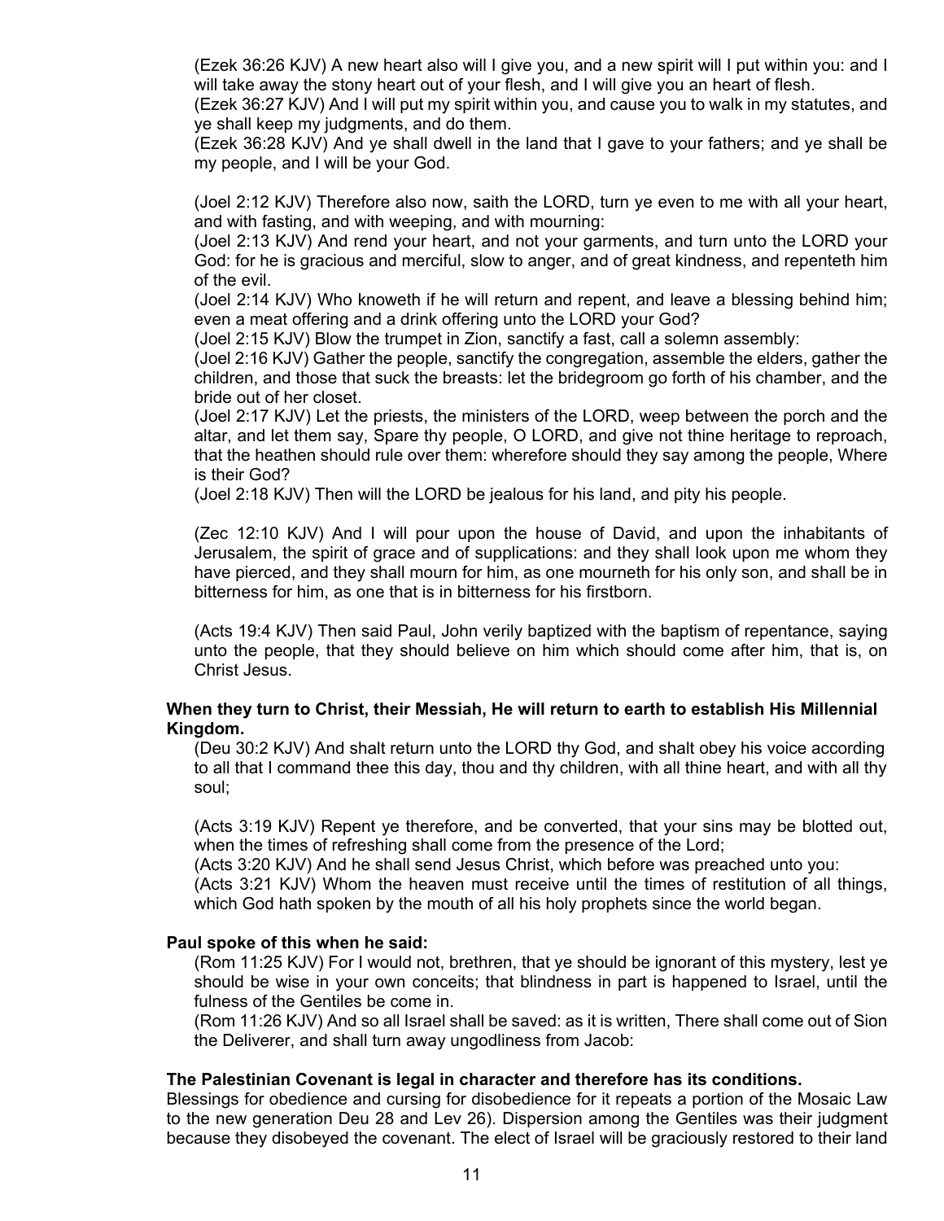(Ezek 36:26 KJV) A new heart also will I give you, and a new spirit will I put within you: and I will take away the stony heart out of your flesh, and I will give you an heart of flesh.
(Ezek 36:27 KJV) And I will put my spirit within you, and cause you to walk in my statutes, and ye shall keep my judgments, and do them.
(Ezek 36:28 KJV) And ye shall dwell in the land that I gave to your fathers; and ye shall be my people, and I will be your God.

(Joel 2:12 KJV) Therefore also now, saith the LORD, turn ye even to me with all your heart, and with fasting, and with weeping, and with mourning:
(Joel 2:13 KJV) And rend your heart, and not your garments, and turn unto the LORD your God: for he is gracious and merciful, slow to anger, and of great kindness, and repenteth him of the evil.
(Joel 2:14 KJV) Who knoweth if he will return and repent, and leave a blessing behind him; even a meat offering and a drink offering unto the LORD your God?
(Joel 2:15 KJV) Blow the trumpet in Zion, sanctify a fast, call a solemn assembly:
(Joel 2:16 KJV) Gather the people, sanctify the congregation, assemble the elders, gather the children, and those that suck the breasts: let the bridegroom go forth of his chamber, and the bride out of her closet.
(Joel 2:17 KJV) Let the priests, the ministers of the LORD, weep between the porch and the altar, and let them say, Spare thy people, O LORD, and give not thine heritage to reproach, that the heathen should rule over them: wherefore should they say among the people, Where is their God?
(Joel 2:18 KJV) Then will the LORD be jealous for his land, and pity his people.

(Zec 12:10 KJV) And I will pour upon the house of David, and upon the inhabitants of Jerusalem, the spirit of grace and of supplications: and they shall look upon me whom they have pierced, and they shall mourn for him, as one mourneth for his only son, and shall be in bitterness for him, as one that is in bitterness for his firstborn.

(Acts 19:4 KJV) Then said Paul, John verily baptized with the baptism of repentance, saying unto the people, that they should believe on him which should come after him, that is, on Christ Jesus.

**When they turn to Christ, their Messiah, He will return to earth to establish His Millennial Kingdom.**

(Deu 30:2 KJV) And shalt return unto the LORD thy God, and shalt obey his voice according to all that I command thee this day, thou and thy children, with all thine heart, and with all thy soul;

(Acts 3:19 KJV) Repent ye therefore, and be converted, that your sins may be blotted out, when the times of refreshing shall come from the presence of the Lord;
(Acts 3:20 KJV) And he shall send Jesus Christ, which before was preached unto you:
(Acts 3:21 KJV) Whom the heaven must receive until the times of restitution of all things, which God hath spoken by the mouth of all his holy prophets since the world began.

**Paul spoke of this when he said:**

(Rom 11:25 KJV) For I would not, brethren, that ye should be ignorant of this mystery, lest ye should be wise in your own conceits; that blindness in part is happened to Israel, until the fulness of the Gentiles be come in.
(Rom 11:26 KJV) And so all Israel shall be saved: as it is written, There shall come out of Sion the Deliverer, and shall turn away ungodliness from Jacob:

**The Palestinian Covenant is legal in character and therefore has its conditions.**

Blessings for obedience and cursing for disobedience for it repeats a portion of the Mosaic Law to the new generation Deu 28 and Lev 26). Dispersion among the Gentiles was their judgment because they disobeyed the covenant. The elect of Israel will be graciously restored to their land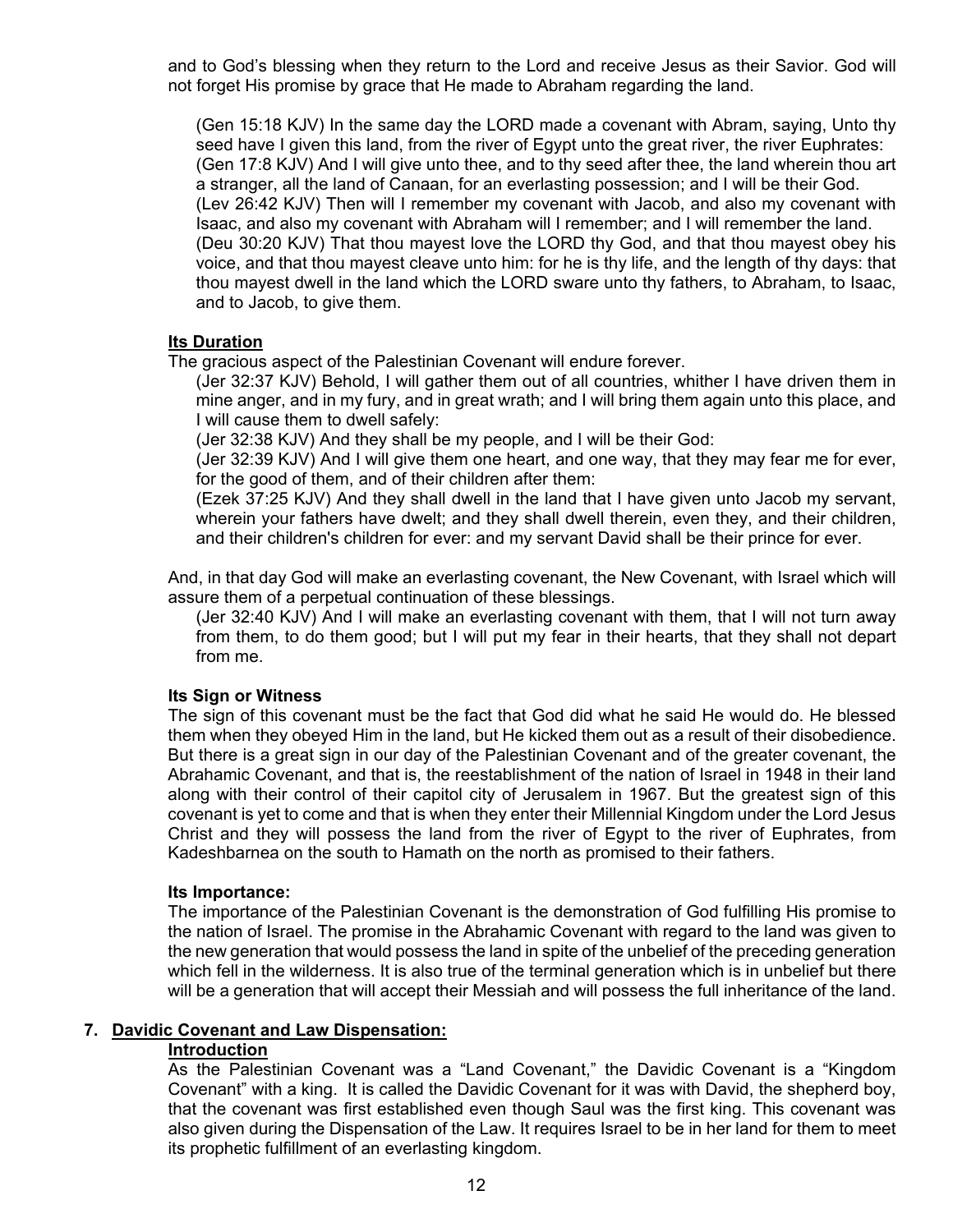and to God's blessing when they return to the Lord and receive Jesus as their Savior. God will not forget His promise by grace that He made to Abraham regarding the land.

> (Gen 15:18 KJV) In the same day the LORD made a covenant with Abram, saying, Unto thy seed have I given this land, from the river of Egypt unto the great river, the river Euphrates:
> (Gen 17:8 KJV) And I will give unto thee, and to thy seed after thee, the land wherein thou art a stranger, all the land of Canaan, for an everlasting possession; and I will be their God.
> (Lev 26:42 KJV) Then will I remember my covenant with Jacob, and also my covenant with Isaac, and also my covenant with Abraham will I remember; and I will remember the land.
> (Deu 30:20 KJV) That thou mayest love the LORD thy God, and that thou mayest obey his voice, and that thou mayest cleave unto him: for he is thy life, and the length of thy days: that thou mayest dwell in the land which the LORD sware unto thy fathers, to Abraham, to Isaac, and to Jacob, to give them.

**Its Duration**

The gracious aspect of the Palestinian Covenant will endure forever.

> (Jer 32:37 KJV) Behold, I will gather them out of all countries, whither I have driven them in mine anger, and in my fury, and in great wrath; and I will bring them again unto this place, and I will cause them to dwell safely:
> (Jer 32:38 KJV) And they shall be my people, and I will be their God:
> (Jer 32:39 KJV) And I will give them one heart, and one way, that they may fear me for ever, for the good of them, and of their children after them:
> (Ezek 37:25 KJV) And they shall dwell in the land that I have given unto Jacob my servant, wherein your fathers have dwelt; and they shall dwell therein, even they, and their children, and their children's children for ever: and my servant David shall be their prince for ever.

And, in that day God will make an everlasting covenant, the New Covenant, with Israel which will assure them of a perpetual continuation of these blessings.

> (Jer 32:40 KJV) And I will make an everlasting covenant with them, that I will not turn away from them, to do them good; but I will put my fear in their hearts, that they shall not depart from me.

**Its Sign or Witness**

The sign of this covenant must be the fact that God did what he said He would do. He blessed them when they obeyed Him in the land, but He kicked them out as a result of their disobedience. But there is a great sign in our day of the Palestinian Covenant and of the greater covenant, the Abrahamic Covenant, and that is, the reestablishment of the nation of Israel in 1948 in their land along with their control of their capitol city of Jerusalem in 1967. But the greatest sign of this covenant is yet to come and that is when they enter their Millennial Kingdom under the Lord Jesus Christ and they will possess the land from the river of Egypt to the river of Euphrates, from Kadeshbarnea on the south to Hamath on the north as promised to their fathers.

**Its Importance:**

The importance of the Palestinian Covenant is the demonstration of God fulfilling His promise to the nation of Israel. The promise in the Abrahamic Covenant with regard to the land was given to the new generation that would possess the land in spite of the unbelief of the preceding generation which fell in the wilderness. It is also true of the terminal generation which is in unbelief but there will be a generation that will accept their Messiah and will possess the full inheritance of the land.

7. **Davidic Covenant and Law Dispensation:**

**Introduction**

As the Palestinian Covenant was a "Land Covenant," the Davidic Covenant is a "Kingdom Covenant" with a king. It is called the Davidic Covenant for it was with David, the shepherd boy, that the covenant was first established even though Saul was the first king. This covenant was also given during the Dispensation of the Law. It requires Israel to be in her land for them to meet its prophetic fulfillment of an everlasting kingdom.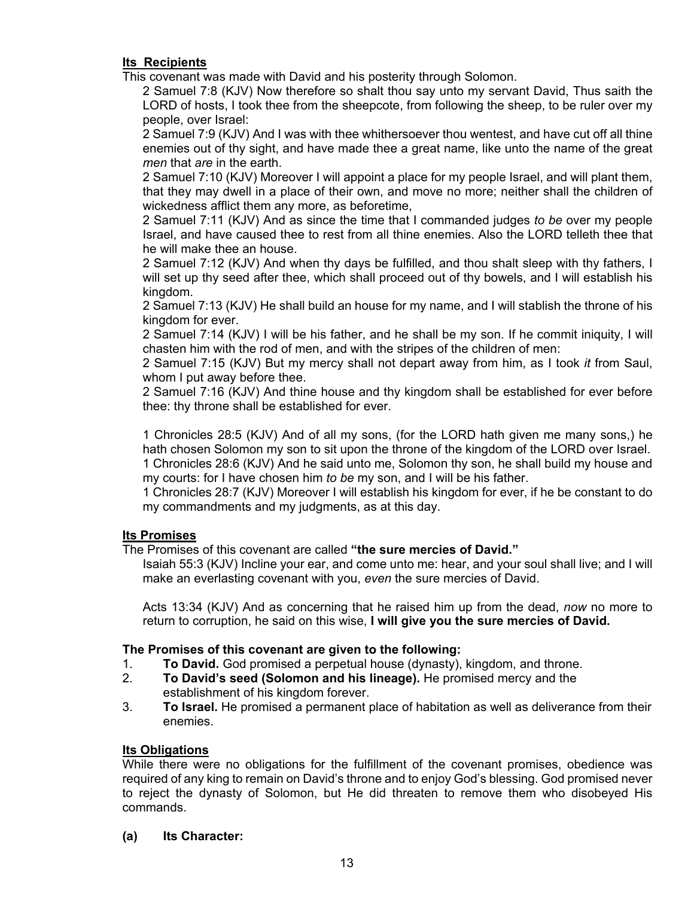**Its Recipients**

This covenant was made with David and his posterity through Solomon.

> 2 Samuel 7:8 (KJV) Now therefore so shalt thou say unto my servant David, Thus saith the LORD of hosts, I took thee from the sheepcote, from following the sheep, to be ruler over my people, over Israel:
>
> 2 Samuel 7:9 (KJV) And I was with thee whithersoever thou wentest, and have cut off all thine enemies out of thy sight, and have made thee a great name, like unto the name of the great *men* that *are* in the earth.
>
> 2 Samuel 7:10 (KJV) Moreover I will appoint a place for my people Israel, and will plant them, that they may dwell in a place of their own, and move no more; neither shall the children of wickedness afflict them any more, as beforetime,
>
> 2 Samuel 7:11 (KJV) And as since the time that I commanded judges *to be* over my people Israel, and have caused thee to rest from all thine enemies. Also the LORD telleth thee that he will make thee an house.
>
> 2 Samuel 7:12 (KJV) And when thy days be fulfilled, and thou shalt sleep with thy fathers, I will set up thy seed after thee, which shall proceed out of thy bowels, and I will establish his kingdom.
>
> 2 Samuel 7:13 (KJV) He shall build an house for my name, and I will stablish the throne of his kingdom for ever.
>
> 2 Samuel 7:14 (KJV) I will be his father, and he shall be my son. If he commit iniquity, I will chasten him with the rod of men, and with the stripes of the children of men:
>
> 2 Samuel 7:15 (KJV) But my mercy shall not depart away from him, as I took *it* from Saul, whom I put away before thee.
>
> 2 Samuel 7:16 (KJV) And thine house and thy kingdom shall be established for ever before thee: thy throne shall be established for ever.
>
> 1 Chronicles 28:5 (KJV) And of all my sons, (for the LORD hath given me many sons,) he hath chosen Solomon my son to sit upon the throne of the kingdom of the LORD over Israel.
>
> 1 Chronicles 28:6 (KJV) And he said unto me, Solomon thy son, he shall build my house and my courts: for I have chosen him *to be* my son, and I will be his father.
>
> 1 Chronicles 28:7 (KJV) Moreover I will establish his kingdom for ever, if he be constant to do my commandments and my judgments, as at this day.

**Its Promises**

The Promises of this covenant are called **"the sure mercies of David."**

> Isaiah 55:3 (KJV) Incline your ear, and come unto me: hear, and your soul shall live; and I will make an everlasting covenant with you, *even* the sure mercies of David.
>
> Acts 13:34 (KJV) And as concerning that he raised him up from the dead, *now* no more to return to corruption, he said on this wise, **I will give you the sure mercies of David.**

**The Promises of this covenant are given to the following:**

1. **To David.** God promised a perpetual house (dynasty), kingdom, and throne.
2. **To David's seed (Solomon and his lineage).** He promised mercy and the establishment of his kingdom forever.
3. **To Israel.** He promised a permanent place of habitation as well as deliverance from their enemies.

**Its Obligations**

While there were no obligations for the fulfillment of the covenant promises, obedience was required of any king to remain on David's throne and to enjoy God's blessing. God promised never to reject the dynasty of Solomon, but He did threaten to remove them who disobeyed His commands.

**(a) Its Character:**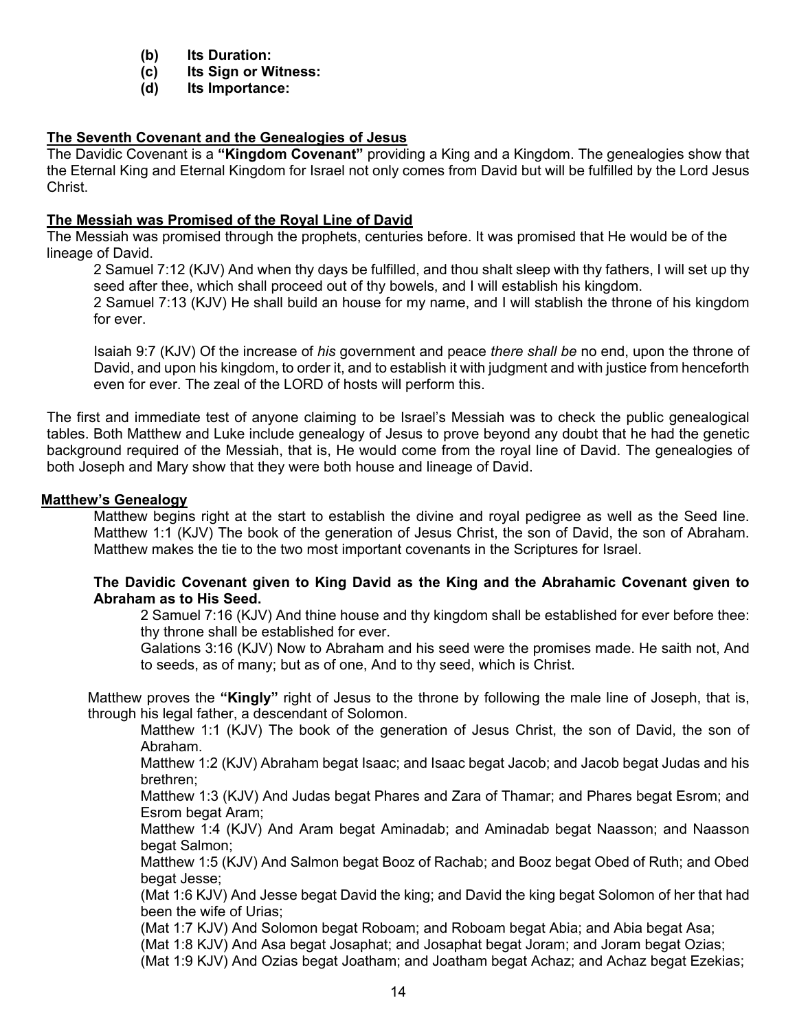**(b) Its Duration:**
**(c) Its Sign or Witness:**
**(d) Its Importance:**

## The Seventh Covenant and the Genealogies of Jesus

The Davidic Covenant is a **"Kingdom Covenant"** providing a King and a Kingdom. The genealogies show that the Eternal King and Eternal Kingdom for Israel not only comes from David but will be fulfilled by the Lord Jesus Christ.

## The Messiah was Promised of the Royal Line of David

The Messiah was promised through the prophets, centuries before. It was promised that He would be of the lineage of David.

> 2 Samuel 7:12 (KJV) And when thy days be fulfilled, and thou shalt sleep with thy fathers, I will set up thy seed after thee, which shall proceed out of thy bowels, and I will establish his kingdom.
> 2 Samuel 7:13 (KJV) He shall build an house for my name, and I will stablish the throne of his kingdom for ever.
>
> Isaiah 9:7 (KJV) Of the increase of *his* government and peace *there shall be* no end, upon the throne of David, and upon his kingdom, to order it, and to establish it with judgment and with justice from henceforth even for ever. The zeal of the LORD of hosts will perform this.

The first and immediate test of anyone claiming to be Israel's Messiah was to check the public genealogical tables. Both Matthew and Luke include genealogy of Jesus to prove beyond any doubt that he had the genetic background required of the Messiah, that is, He would come from the royal line of David. The genealogies of both Joseph and Mary show that they were both house and lineage of David.

## Matthew's Genealogy

Matthew begins right at the start to establish the divine and royal pedigree as well as the Seed line. Matthew 1:1 (KJV) The book of the generation of Jesus Christ, the son of David, the son of Abraham. Matthew makes the tie to the two most important covenants in the Scriptures for Israel.

**The Davidic Covenant given to King David as the King and the Abrahamic Covenant given to Abraham as to His Seed.**

> 2 Samuel 7:16 (KJV) And thine house and thy kingdom shall be established for ever before thee: thy throne shall be established for ever.
> Galations 3:16 (KJV) Now to Abraham and his seed were the promises made. He saith not, And to seeds, as of many; but as of one, And to thy seed, which is Christ.

Matthew proves the **"Kingly"** right of Jesus to the throne by following the male line of Joseph, that is, through his legal father, a descendant of Solomon.

> Matthew 1:1 (KJV) The book of the generation of Jesus Christ, the son of David, the son of Abraham.
> Matthew 1:2 (KJV) Abraham begat Isaac; and Isaac begat Jacob; and Jacob begat Judas and his brethren;
> Matthew 1:3 (KJV) And Judas begat Phares and Zara of Thamar; and Phares begat Esrom; and Esrom begat Aram;
> Matthew 1:4 (KJV) And Aram begat Aminadab; and Aminadab begat Naasson; and Naasson begat Salmon;
> Matthew 1:5 (KJV) And Salmon begat Booz of Rachab; and Booz begat Obed of Ruth; and Obed begat Jesse;
> (Mat 1:6 KJV) And Jesse begat David the king; and David the king begat Solomon of her that had been the wife of Urias;
> (Mat 1:7 KJV) And Solomon begat Roboam; and Roboam begat Abia; and Abia begat Asa;
> (Mat 1:8 KJV) And Asa begat Josaphat; and Josaphat begat Joram; and Joram begat Ozias;
> (Mat 1:9 KJV) And Ozias begat Joatham; and Joatham begat Achaz; and Achaz begat Ezekias;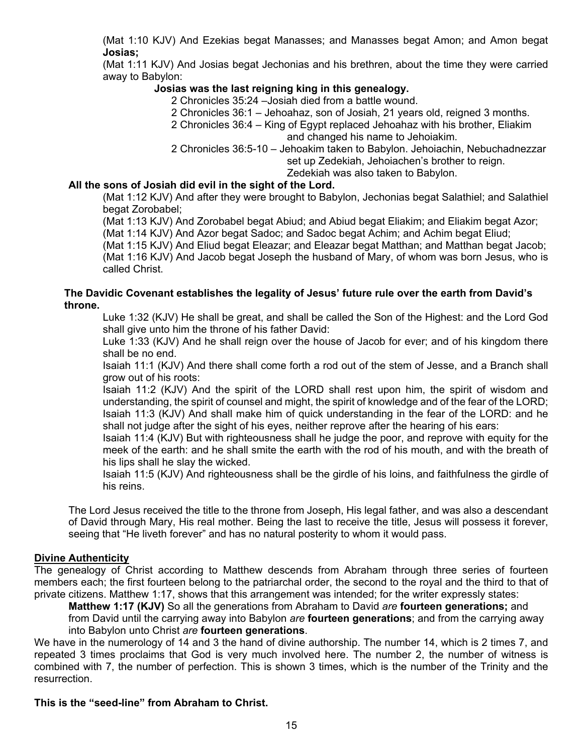(Mat 1:10 KJV) And Ezekias begat Manasses; and Manasses begat Amon; and Amon begat **Josias;**

(Mat 1:11 KJV) And Josias begat Jechonias and his brethren, about the time they were carried away to Babylon:

**Josias was the last reigning king in this genealogy.**

2 Chronicles 35:24 –Josiah died from a battle wound.

2 Chronicles 36:1 – Jehoahaz, son of Josiah, 21 years old, reigned 3 months.

2 Chronicles 36:4 – King of Egypt replaced Jehoahaz with his brother, Eliakim and changed his name to Jehoiakim.

2 Chronicles 36:5-10 – Jehoakim taken to Babylon. Jehoiachin, Nebuchadnezzar set up Zedekiah, Jehoiachen's brother to reign. Zedekiah was also taken to Babylon.

**All the sons of Josiah did evil in the sight of the Lord.**

(Mat 1:12 KJV) And after they were brought to Babylon, Jechonias begat Salathiel; and Salathiel begat Zorobabel;

(Mat 1:13 KJV) And Zorobabel begat Abiud; and Abiud begat Eliakim; and Eliakim begat Azor;

(Mat 1:14 KJV) And Azor begat Sadoc; and Sadoc begat Achim; and Achim begat Eliud;

(Mat 1:15 KJV) And Eliud begat Eleazar; and Eleazar begat Matthan; and Matthan begat Jacob;

(Mat 1:16 KJV) And Jacob begat Joseph the husband of Mary, of whom was born Jesus, who is called Christ.

**The Davidic Covenant establishes the legality of Jesus' future rule over the earth from David's throne.**

Luke 1:32 (KJV) He shall be great, and shall be called the Son of the Highest: and the Lord God shall give unto him the throne of his father David:

Luke 1:33 (KJV) And he shall reign over the house of Jacob for ever; and of his kingdom there shall be no end.

Isaiah 11:1 (KJV) And there shall come forth a rod out of the stem of Jesse, and a Branch shall grow out of his roots:

Isaiah 11:2 (KJV) And the spirit of the LORD shall rest upon him, the spirit of wisdom and understanding, the spirit of counsel and might, the spirit of knowledge and of the fear of the LORD;

Isaiah 11:3 (KJV) And shall make him of quick understanding in the fear of the LORD: and he shall not judge after the sight of his eyes, neither reprove after the hearing of his ears:

Isaiah 11:4 (KJV) But with righteousness shall he judge the poor, and reprove with equity for the meek of the earth: and he shall smite the earth with the rod of his mouth, and with the breath of his lips shall he slay the wicked.

Isaiah 11:5 (KJV) And righteousness shall be the girdle of his loins, and faithfulness the girdle of his reins.

The Lord Jesus received the title to the throne from Joseph, His legal father, and was also a descendant of David through Mary, His real mother. Being the last to receive the title, Jesus will possess it forever, seeing that "He liveth forever" and has no natural posterity to whom it would pass.

## Divine Authenticity

The genealogy of Christ according to Matthew descends from Abraham through three series of fourteen members each; the first fourteen belong to the patriarchal order, the second to the royal and the third to that of private citizens. Matthew 1:17, shows that this arrangement was intended; for the writer expressly states:

**Matthew 1:17 (KJV)** So all the generations from Abraham to David *are* **fourteen generations;** and from David until the carrying away into Babylon *are* **fourteen generations**; and from the carrying away into Babylon unto Christ *are* **fourteen generations**.

We have in the numerology of 14 and 3 the hand of divine authorship. The number 14, which is 2 times 7, and repeated 3 times proclaims that God is very much involved here. The number 2, the number of witness is combined with 7, the number of perfection. This is shown 3 times, which is the number of the Trinity and the resurrection.

**This is the "seed-line" from Abraham to Christ.**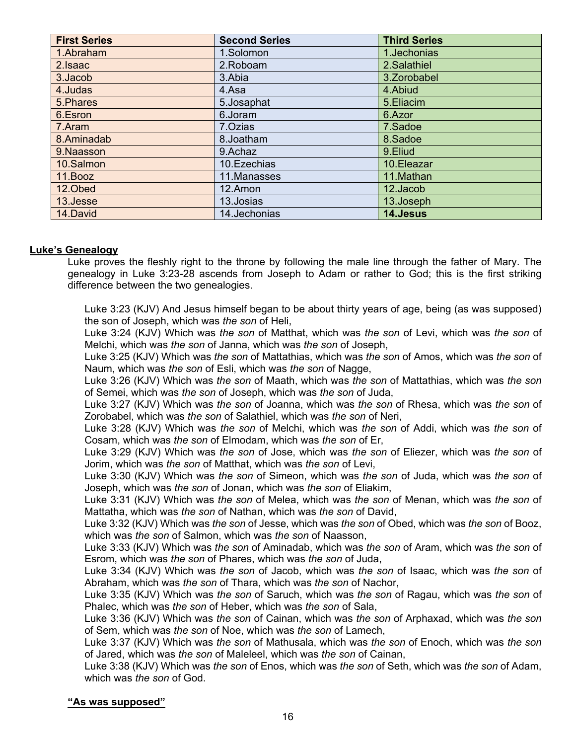| First Series | Second Series | Third Series |
|---|---|---|
| 1.Abraham | 1.Solomon | 1.Jechonias |
| 2.Isaac | 2.Roboam | 2.Salathiel |
| 3.Jacob | 3.Abia | 3.Zorobabel |
| 4.Judas | 4.Asa | 4.Abiud |
| 5.Phares | 5.Josaphat | 5.Eliacim |
| 6.Esron | 6.Joram | 6.Azor |
| 7.Aram | 7.Ozias | 7.Sadoe |
| 8.Aminadab | 8.Joatham | 8.Sadoe |
| 9.Naasson | 9.Achaz | 9.Eliud |
| 10.Salmon | 10.Ezechias | 10.Eleazar |
| 11.Booz | 11.Manasses | 11.Mathan |
| 12.Obed | 12.Amon | 12.Jacob |
| 13.Jesse | 13.Josias | 13.Joseph |
| 14.David | 14.Jechonias | **14.Jesus** |

**Luke's Genealogy**

Luke proves the fleshly right to the throne by following the male line through the father of Mary. The genealogy in Luke 3:23-28 ascends from Joseph to Adam or rather to God; this is the first striking difference between the two genealogies.

Luke 3:23 (KJV) And Jesus himself began to be about thirty years of age, being (as was supposed) the son of Joseph, which was *the son* of Heli,
Luke 3:24 (KJV) Which was *the son* of Matthat, which was *the son* of Levi, which was *the son* of Melchi, which was *the son* of Janna, which was *the son* of Joseph,
Luke 3:25 (KJV) Which was *the son* of Mattathias, which was *the son* of Amos, which was *the son* of Naum, which was *the son* of Esli, which was *the son* of Nagge,
Luke 3:26 (KJV) Which was *the son* of Maath, which was *the son* of Mattathias, which was *the son* of Semei, which was *the son* of Joseph, which was *the son* of Juda,
Luke 3:27 (KJV) Which was *the son* of Joanna, which was *the son* of Rhesa, which was *the son* of Zorobabel, which was *the son* of Salathiel, which was *the son* of Neri,
Luke 3:28 (KJV) Which was *the son* of Melchi, which was *the son* of Addi, which was *the son* of Cosam, which was *the son* of Elmodam, which was *the son* of Er,
Luke 3:29 (KJV) Which was *the son* of Jose, which was *the son* of Eliezer, which was *the son* of Jorim, which was *the son* of Matthat, which was *the son* of Levi,
Luke 3:30 (KJV) Which was *the son* of Simeon, which was *the son* of Juda, which was *the son* of Joseph, which was *the son* of Jonan, which was *the son* of Eliakim,
Luke 3:31 (KJV) Which was *the son* of Melea, which was *the son* of Menan, which was *the son* of Mattatha, which was *the son* of Nathan, which was *the son* of David,
Luke 3:32 (KJV) Which was *the son* of Jesse, which was *the son* of Obed, which was *the son* of Booz, which was *the son* of Salmon, which was *the son* of Naasson,
Luke 3:33 (KJV) Which was *the son* of Aminadab, which was *the son* of Aram, which was *the son* of Esrom, which was *the son* of Phares, which was *the son* of Juda,
Luke 3:34 (KJV) Which was *the son* of Jacob, which was *the son* of Isaac, which was *the son* of Abraham, which was *the son* of Thara, which was *the son* of Nachor,
Luke 3:35 (KJV) Which was *the son* of Saruch, which was *the son* of Ragau, which was *the son* of Phalec, which was *the son* of Heber, which was *the son* of Sala,
Luke 3:36 (KJV) Which was *the son* of Cainan, which was *the son* of Arphaxad, which was *the son* of Sem, which was *the son* of Noe, which was *the son* of Lamech,
Luke 3:37 (KJV) Which was *the son* of Mathusala, which was *the son* of Enoch, which was *the son* of Jared, which was *the son* of Maleleel, which was *the son* of Cainan,
Luke 3:38 (KJV) Which was *the son* of Enos, which was *the son* of Seth, which was *the son* of Adam, which was *the son* of God.

**"As was supposed"**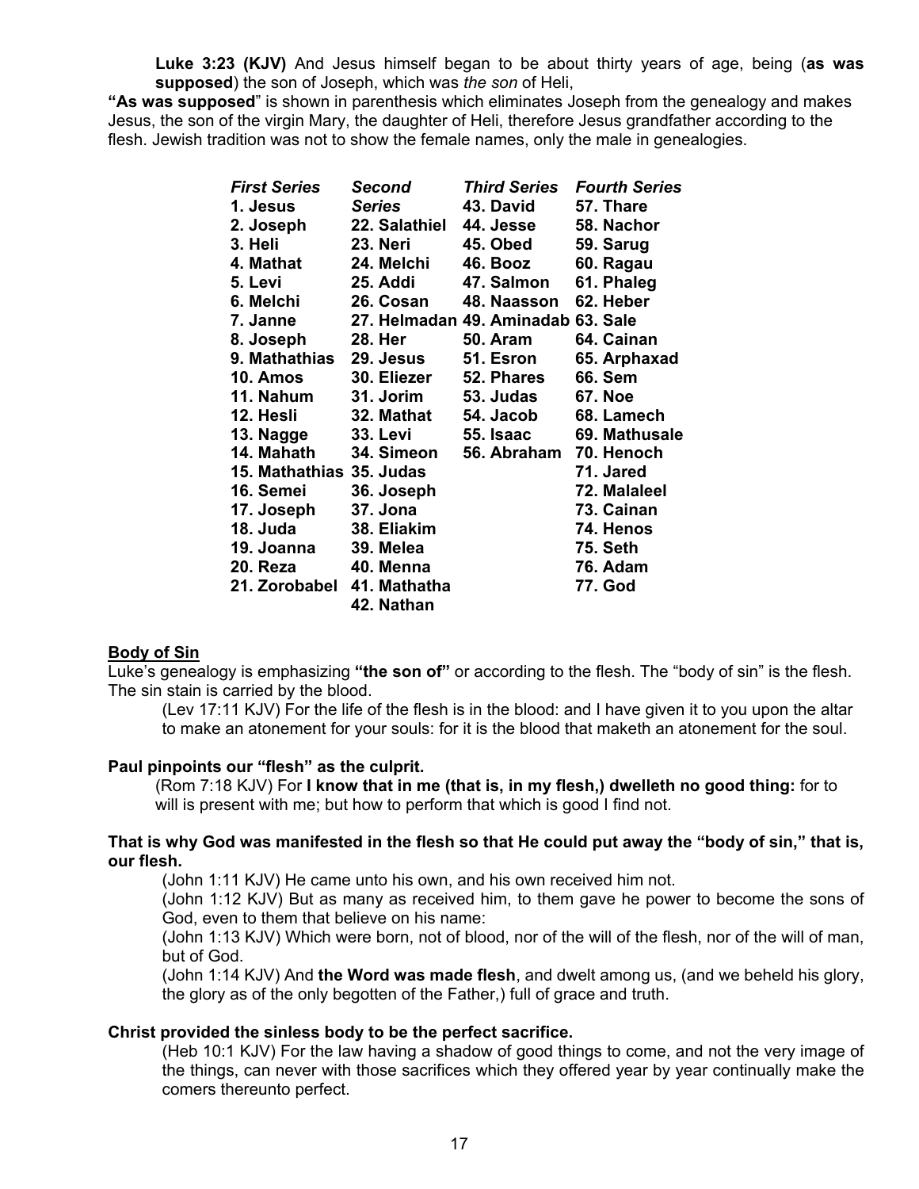**Luke 3:23 (KJV)** And Jesus himself began to be about thirty years of age, being (**as was supposed**) the son of Joseph, which was *the son* of Heli,

**"As was supposed"** is shown in parenthesis which eliminates Joseph from the genealogy and makes Jesus, the son of the virgin Mary, the daughter of Heli, therefore Jesus grandfather according to the flesh. Jewish tradition was not to show the female names, only the male in genealogies.

| ***First Series*** | ***Second Series*** | ***Third Series*** | ***Fourth Series*** |
|---|---|---|---|
| **1. Jesus** | **22. Salathiel** | **43. David** | **57. Thare** |
| **2. Joseph** | **23. Neri** | **44. Jesse** | **58. Nachor** |
| **3. Heli** | **24. Melchi** | **45. Obed** | **59. Sarug** |
| **4. Mathat** | **25. Addi** | **46. Booz** | **60. Ragau** |
| **5. Levi** | **26. Cosan** | **47. Salmon** | **61. Phaleg** |
| **6. Melchi** | **27. Helmadan** | **48. Naasson** | **62. Heber** |
| **7. Janne** | **28. Her** | **49. Aminadab** | **63. Sale** |
| **8. Joseph** | **29. Jesus** | **50. Aram** | **64. Cainan** |
| **9. Mathathias** | **30. Eliezer** | **51. Esron** | **65. Arphaxad** |
| **10. Amos** | **31. Jorim** | **52. Phares** | **66. Sem** |
| **11. Nahum** | **32. Mathat** | **53. Judas** | **67. Noe** |
| **12. Hesli** | **33. Levi** | **54. Jacob** | **68. Lamech** |
| **13. Nagge** | **34. Simeon** | **55. Isaac** | **69. Mathusale** |
| **14. Mahath** | **35. Judas** | **56. Abraham** | **70. Henoch** |
| **15. Mathathias** | **36. Joseph** | | **71. Jared** |
| **16. Semei** | **37. Jona** | | **72. Malaleel** |
| **17. Joseph** | **38. Eliakim** | | **73. Cainan** |
| **18. Juda** | **39. Melea** | | **74. Henos** |
| **19. Joanna** | **40. Menna** | | **75. Seth** |
| **20. Reza** | **41. Mathatha** | | **76. Adam** |
| **21. Zorobabel** | **42. Nathan** | | **77. God** |

**Body of Sin**

Luke's genealogy is emphasizing **"the son of"** or according to the flesh. The "body of sin" is the flesh. The sin stain is carried by the blood.

(Lev 17:11 KJV) For the life of the flesh is in the blood: and I have given it to you upon the altar to make an atonement for your souls: for it is the blood that maketh an atonement for the soul.

**Paul pinpoints our "flesh" as the culprit.**

(Rom 7:18 KJV) For **I know that in me (that is, in my flesh,) dwelleth no good thing:** for to will is present with me; but how to perform that which is good I find not.

**That is why God was manifested in the flesh so that He could put away the "body of sin," that is, our flesh.**

(John 1:11 KJV) He came unto his own, and his own received him not.

(John 1:12 KJV) But as many as received him, to them gave he power to become the sons of God, even to them that believe on his name:

(John 1:13 KJV) Which were born, not of blood, nor of the will of the flesh, nor of the will of man, but of God.

(John 1:14 KJV) And **the Word was made flesh**, and dwelt among us, (and we beheld his glory, the glory as of the only begotten of the Father,) full of grace and truth.

**Christ provided the sinless body to be the perfect sacrifice.**

(Heb 10:1 KJV) For the law having a shadow of good things to come, and not the very image of the things, can never with those sacrifices which they offered year by year continually make the comers thereunto perfect.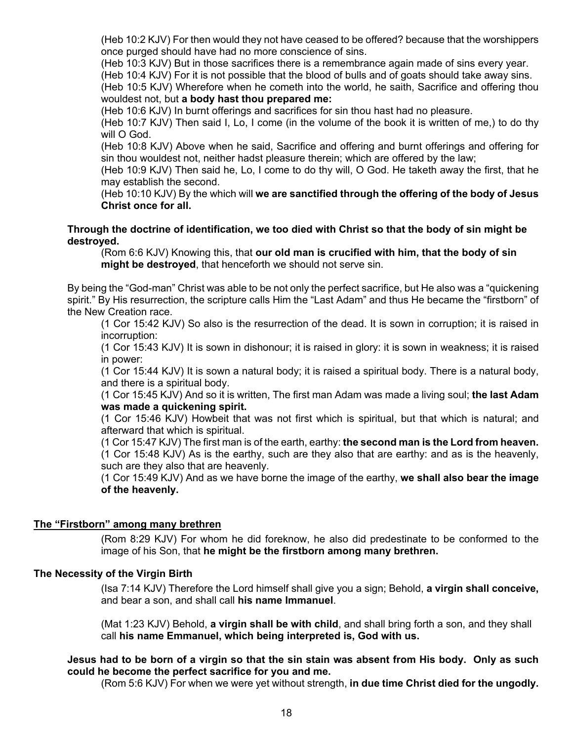(Heb 10:2 KJV) For then would they not have ceased to be offered? because that the worshippers once purged should have had no more conscience of sins.
(Heb 10:3 KJV) But in those sacrifices there is a remembrance again made of sins every year.
(Heb 10:4 KJV) For it is not possible that the blood of bulls and of goats should take away sins.
(Heb 10:5 KJV) Wherefore when he cometh into the world, he saith, Sacrifice and offering thou wouldest not, but **a body hast thou prepared me:**
(Heb 10:6 KJV) In burnt offerings and sacrifices for sin thou hast had no pleasure.
(Heb 10:7 KJV) Then said I, Lo, I come (in the volume of the book it is written of me,) to do thy will O God.
(Heb 10:8 KJV) Above when he said, Sacrifice and offering and burnt offerings and offering for sin thou wouldest not, neither hadst pleasure therein; which are offered by the law;
(Heb 10:9 KJV) Then said he, Lo, I come to do thy will, O God. He taketh away the first, that he may establish the second.
(Heb 10:10 KJV) By the which will **we are sanctified through the offering of the body of Jesus Christ once for all.**

**Through the doctrine of identification, we too died with Christ so that the body of sin might be destroyed.**

(Rom 6:6 KJV) Knowing this, that **our old man is crucified with him, that the body of sin might be destroyed**, that henceforth we should not serve sin.

By being the "God-man" Christ was able to be not only the perfect sacrifice, but He also was a "quickening spirit." By His resurrection, the scripture calls Him the "Last Adam" and thus He became the "firstborn" of the New Creation race.

(1 Cor 15:42 KJV) So also is the resurrection of the dead. It is sown in corruption; it is raised in incorruption:
(1 Cor 15:43 KJV) It is sown in dishonour; it is raised in glory: it is sown in weakness; it is raised in power:
(1 Cor 15:44 KJV) It is sown a natural body; it is raised a spiritual body. There is a natural body, and there is a spiritual body.
(1 Cor 15:45 KJV) And so it is written, The first man Adam was made a living soul; **the last Adam was made a quickening spirit.**
(1 Cor 15:46 KJV) Howbeit that was not first which is spiritual, but that which is natural; and afterward that which is spiritual.
(1 Cor 15:47 KJV) The first man is of the earth, earthy: **the second man is the Lord from heaven.**
(1 Cor 15:48 KJV) As is the earthy, such are they also that are earthy: and as is the heavenly, such are they also that are heavenly.
(1 Cor 15:49 KJV) And as we have borne the image of the earthy, **we shall also bear the image of the heavenly.**

## The "Firstborn" among many brethren

(Rom 8:29 KJV) For whom he did foreknow, he also did predestinate to be conformed to the image of his Son, that **he might be the firstborn among many brethren.**

### The Necessity of the Virgin Birth

(Isa 7:14 KJV) Therefore the Lord himself shall give you a sign; Behold, **a virgin shall conceive,** and bear a son, and shall call **his name Immanuel**.

(Mat 1:23 KJV) Behold, **a virgin shall be with child**, and shall bring forth a son, and they shall call **his name Emmanuel, which being interpreted is, God with us.**

**Jesus had to be born of a virgin so that the sin stain was absent from His body. Only as such could he become the perfect sacrifice for you and me.**

(Rom 5:6 KJV) For when we were yet without strength, **in due time Christ died for the ungodly.**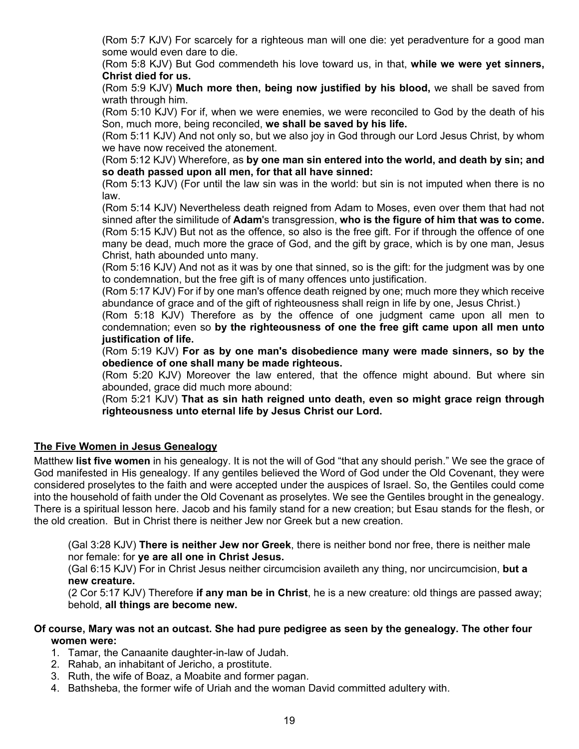(Rom 5:7 KJV) For scarcely for a righteous man will one die: yet peradventure for a good man some would even dare to die.
(Rom 5:8 KJV) But God commendeth his love toward us, in that, **while we were yet sinners, Christ died for us.**
(Rom 5:9 KJV) **Much more then, being now justified by his blood,** we shall be saved from wrath through him.
(Rom 5:10 KJV) For if, when we were enemies, we were reconciled to God by the death of his Son, much more, being reconciled, **we shall be saved by his life.**
(Rom 5:11 KJV) And not only so, but we also joy in God through our Lord Jesus Christ, by whom we have now received the atonement.
(Rom 5:12 KJV) Wherefore, as **by one man sin entered into the world, and death by sin; and so death passed upon all men, for that all have sinned:**
(Rom 5:13 KJV) (For until the law sin was in the world: but sin is not imputed when there is no law.
(Rom 5:14 KJV) Nevertheless death reigned from Adam to Moses, even over them that had not sinned after the similitude of **Adam**'s transgression, **who is the figure of him that was to come.**
(Rom 5:15 KJV) But not as the offence, so also is the free gift. For if through the offence of one many be dead, much more the grace of God, and the gift by grace, which is by one man, Jesus Christ, hath abounded unto many.
(Rom 5:16 KJV) And not as it was by one that sinned, so is the gift: for the judgment was by one to condemnation, but the free gift is of many offences unto justification.
(Rom 5:17 KJV) For if by one man's offence death reigned by one; much more they which receive abundance of grace and of the gift of righteousness shall reign in life by one, Jesus Christ.)
(Rom 5:18 KJV) Therefore as by the offence of one judgment came upon all men to condemnation; even so **by the righteousness of one the free gift came upon all men unto justification of life.**
(Rom 5:19 KJV) **For as by one man's disobedience many were made sinners, so by the obedience of one shall many be made righteous.**
(Rom 5:20 KJV) Moreover the law entered, that the offence might abound. But where sin abounded, grace did much more abound:
(Rom 5:21 KJV) **That as sin hath reigned unto death, even so might grace reign through righteousness unto eternal life by Jesus Christ our Lord.**

## The Five Women in Jesus Genealogy

Matthew **list five women** in his genealogy. It is not the will of God "that any should perish." We see the grace of God manifested in His genealogy. If any gentiles believed the Word of God under the Old Covenant, they were considered proselytes to the faith and were accepted under the auspices of Israel. So, the Gentiles could come into the household of faith under the Old Covenant as proselytes. We see the Gentiles brought in the genealogy. There is a spiritual lesson here. Jacob and his family stand for a new creation; but Esau stands for the flesh, or the old creation. But in Christ there is neither Jew nor Greek but a new creation.

> (Gal 3:28 KJV) **There is neither Jew nor Greek**, there is neither bond nor free, there is neither male nor female: for **ye are all one in Christ Jesus.**
> (Gal 6:15 KJV) For in Christ Jesus neither circumcision availeth any thing, nor uncircumcision, **but a new creature.**
> (2 Cor 5:17 KJV) Therefore **if any man be in Christ**, he is a new creature: old things are passed away; behold, **all things are become new.**

**Of course, Mary was not an outcast. She had pure pedigree as seen by the genealogy. The other four women were:**

1. Tamar, the Canaanite daughter-in-law of Judah.
2. Rahab, an inhabitant of Jericho, a prostitute.
3. Ruth, the wife of Boaz, a Moabite and former pagan.
4. Bathsheba, the former wife of Uriah and the woman David committed adultery with.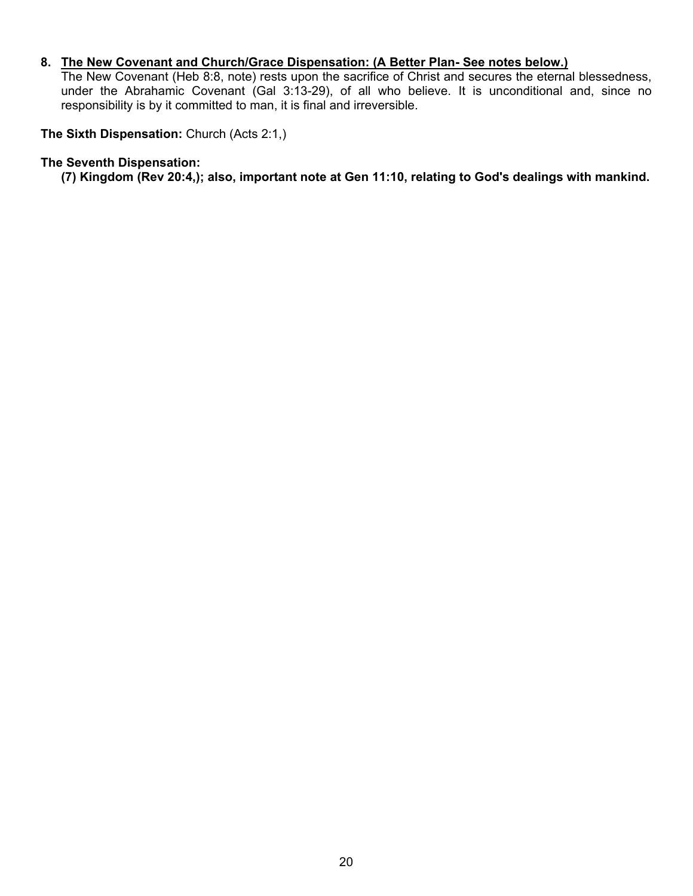8. **<u>The New Covenant and Church/Grace Dispensation: (A Better Plan- See notes below.)</u>**
   The New Covenant (Heb 8:8, note) rests upon the sacrifice of Christ and secures the eternal blessedness, under the Abrahamic Covenant (Gal 3:13-29), of all who believe. It is unconditional and, since no responsibility is by it committed to man, it is final and irreversible.

**The Sixth Dispensation:** Church (Acts 2:1,)

**The Seventh Dispensation:**

**(7) Kingdom (Rev 20:4,); also, important note at Gen 11:10, relating to God's dealings with mankind.**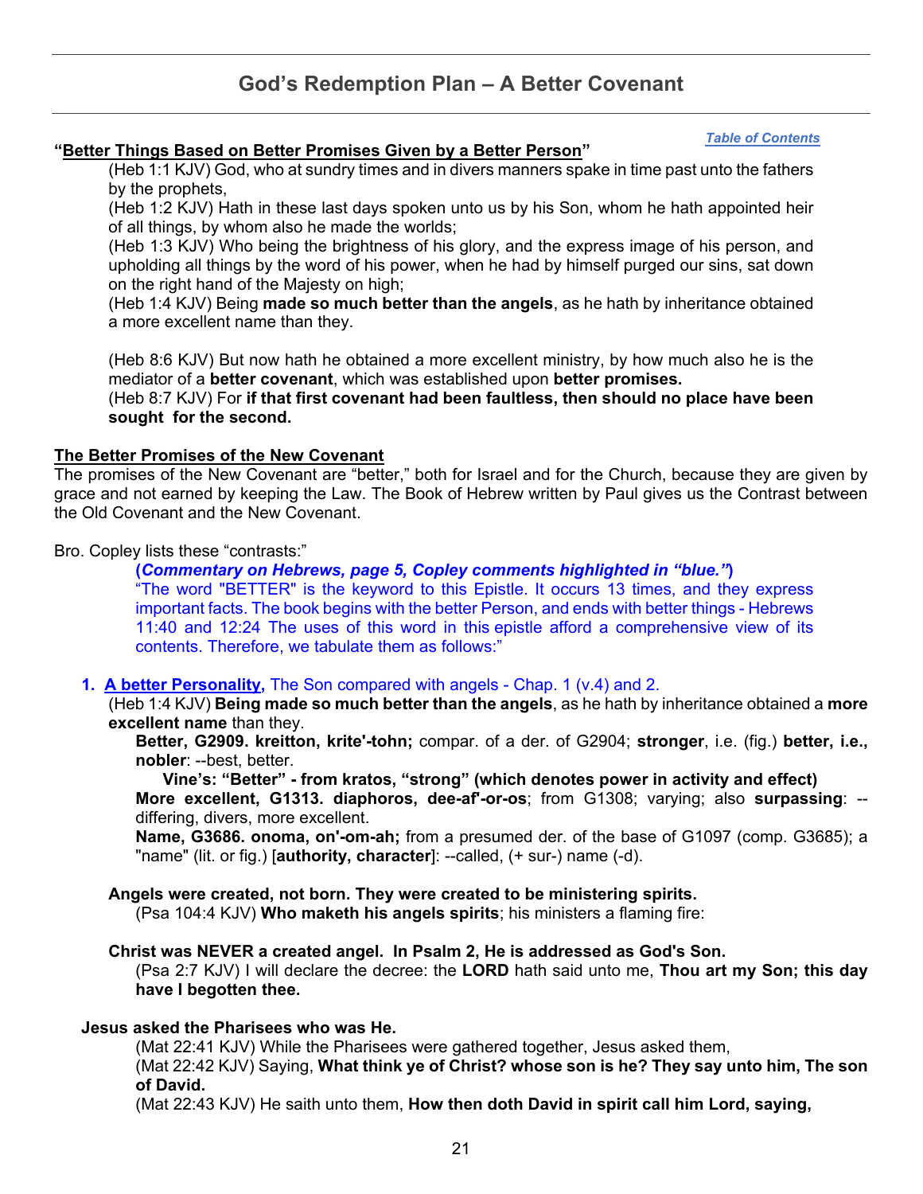# God's Redemption Plan – A Better Covenant

*[Table of Contents](#)*

**"<u>Better Things Based on Better Promises Given by a Better Person</u>"**

(Heb 1:1 KJV) God, who at sundry times and in divers manners spake in time past unto the fathers by the prophets,
(Heb 1:2 KJV) Hath in these last days spoken unto us by his Son, whom he hath appointed heir of all things, by whom also he made the worlds;
(Heb 1:3 KJV) Who being the brightness of his glory, and the express image of his person, and upholding all things by the word of his power, when he had by himself purged our sins, sat down on the right hand of the Majesty on high;
(Heb 1:4 KJV) Being **made so much better than the angels**, as he hath by inheritance obtained a more excellent name than they.

(Heb 8:6 KJV) But now hath he obtained a more excellent ministry, by how much also he is the mediator of a **better covenant**, which was established upon **better promises.**
(Heb 8:7 KJV) For **if that first covenant had been faultless, then should no place have been sought for the second.**

**<u>The Better Promises of the New Covenant</u>**

The promises of the New Covenant are "better," both for Israel and for the Church, because they are given by grace and not earned by keeping the Law. The Book of Hebrew written by Paul gives us the Contrast between the Old Covenant and the New Covenant.

Bro. Copley lists these "contrasts:"

**(*Commentary on Hebrews, page 5, Copley comments highlighted in "blue."*)**
"The word "BETTER" is the keyword to this Epistle. It occurs 13 times, and they express important facts. The book begins with the better Person, and ends with better things - Hebrews 11:40 and 12:24 The uses of this word in this epistle afford a comprehensive view of its contents. Therefore, we tabulate them as follows:"

1. **<u>A better Personality</u>,** The Son compared with angels - Chap. 1 (v.4) and 2.

   (Heb 1:4 KJV) **Being made so much better than the angels**, as he hath by inheritance obtained a **more excellent name** than they.

   **Better, G2909. kreitton, krite'-tohn;** compar. of a der. of G2904; **stronger**, i.e. (fig.) **better, i.e., nobler**: --best, better.

   **Vine's: "Better" - from kratos, "strong" (which denotes power in activity and effect)**

   **More excellent, G1313. diaphoros, dee-af'-or-os**; from G1308; varying; also **surpassing**: --differing, divers, more excellent.

   **Name, G3686. onoma, on'-om-ah;** from a presumed der. of the base of G1097 (comp. G3685); a "name" (lit. or fig.) [**authority, character**]: --called, (+ sur-) name (-d).

   **Angels were created, not born. They were created to be ministering spirits.**
   (Psa 104:4 KJV) **Who maketh his angels spirits**; his ministers a flaming fire:

   **Christ was NEVER a created angel. In Psalm 2, He is addressed as God's Son.**
   (Psa 2:7 KJV) I will declare the decree: the **LORD** hath said unto me, **Thou art my Son; this day have I begotten thee.**

**Jesus asked the Pharisees who was He.**

(Mat 22:41 KJV) While the Pharisees were gathered together, Jesus asked them,
(Mat 22:42 KJV) Saying, **What think ye of Christ? whose son is he? They say unto him, The son of David.**
(Mat 22:43 KJV) He saith unto them, **How then doth David in spirit call him Lord, saying,**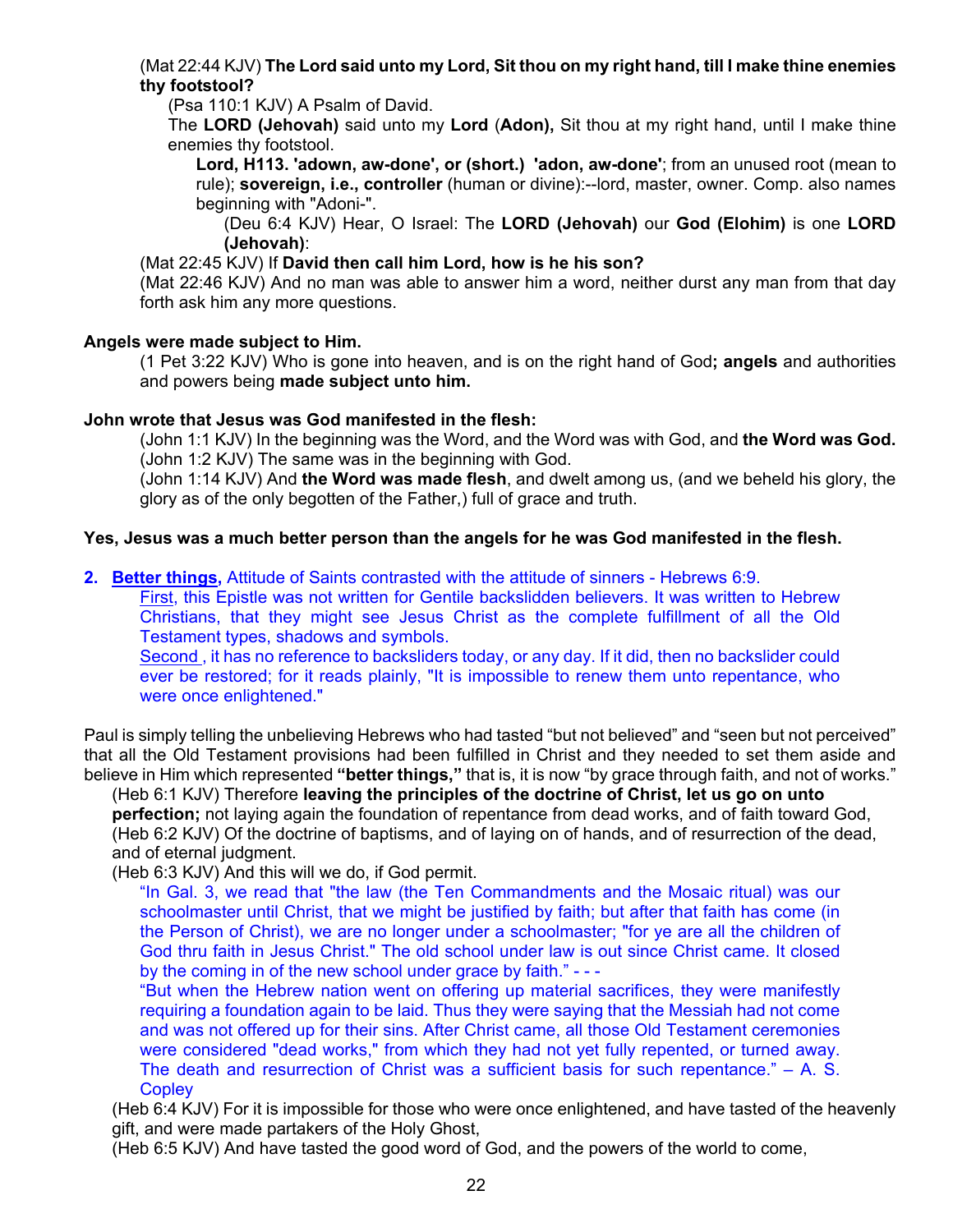(Mat 22:44 KJV) **The Lord said unto my Lord, Sit thou on my right hand, till I make thine enemies thy footstool?**

(Psa 110:1 KJV) A Psalm of David.

The **LORD (Jehovah)** said unto my **Lord** (**Adon),** Sit thou at my right hand, until I make thine enemies thy footstool.

**Lord, H113. 'adown, aw-done', or (short.) 'adon, aw-done'**; from an unused root (mean to rule); **sovereign, i.e., controller** (human or divine):--lord, master, owner. Comp. also names beginning with "Adoni-".

(Deu 6:4 KJV) Hear, O Israel: The **LORD (Jehovah)** our **God (Elohim)** is one **LORD (Jehovah)**:

(Mat 22:45 KJV) If **David then call him Lord, how is he his son?**

(Mat 22:46 KJV) And no man was able to answer him a word, neither durst any man from that day forth ask him any more questions.

**Angels were made subject to Him.**

(1 Pet 3:22 KJV) Who is gone into heaven, and is on the right hand of God**; angels** and authorities and powers being **made subject unto him.**

**John wrote that Jesus was God manifested in the flesh:**

(John 1:1 KJV) In the beginning was the Word, and the Word was with God, and **the Word was God.**

(John 1:2 KJV) The same was in the beginning with God.

(John 1:14 KJV) And **the Word was made flesh**, and dwelt among us, (and we beheld his glory, the glory as of the only begotten of the Father,) full of grace and truth.

**Yes, Jesus was a much better person than the angels for he was God manifested in the flesh.**

2. **Better things,** Attitude of Saints contrasted with the attitude of sinners - Hebrews 6:9.

First, this Epistle was not written for Gentile backslidden believers. It was written to Hebrew Christians, that they might see Jesus Christ as the complete fulfillment of all the Old Testament types, shadows and symbols.

Second , it has no reference to backsliders today, or any day. If it did, then no backslider could ever be restored; for it reads plainly, "It is impossible to renew them unto repentance, who were once enlightened."

Paul is simply telling the unbelieving Hebrews who had tasted "but not believed" and "seen but not perceived" that all the Old Testament provisions had been fulfilled in Christ and they needed to set them aside and believe in Him which represented **"better things,"** that is, it is now "by grace through faith, and not of works."

(Heb 6:1 KJV) Therefore **leaving the principles of the doctrine of Christ, let us go on unto perfection;** not laying again the foundation of repentance from dead works, and of faith toward God,

(Heb 6:2 KJV) Of the doctrine of baptisms, and of laying on of hands, and of resurrection of the dead, and of eternal judgment.

(Heb 6:3 KJV) And this will we do, if God permit.

"In Gal. 3, we read that "the law (the Ten Commandments and the Mosaic ritual) was our schoolmaster until Christ, that we might be justified by faith; but after that faith has come (in the Person of Christ), we are no longer under a schoolmaster; "for ye are all the children of God thru faith in Jesus Christ." The old school under law is out since Christ came. It closed by the coming in of the new school under grace by faith." - - -

"But when the Hebrew nation went on offering up material sacrifices, they were manifestly requiring a foundation again to be laid. Thus they were saying that the Messiah had not come and was not offered up for their sins. After Christ came, all those Old Testament ceremonies were considered "dead works," from which they had not yet fully repented, or turned away. The death and resurrection of Christ was a sufficient basis for such repentance." – A. S. Copley

(Heb 6:4 KJV) For it is impossible for those who were once enlightened, and have tasted of the heavenly gift, and were made partakers of the Holy Ghost,

(Heb 6:5 KJV) And have tasted the good word of God, and the powers of the world to come,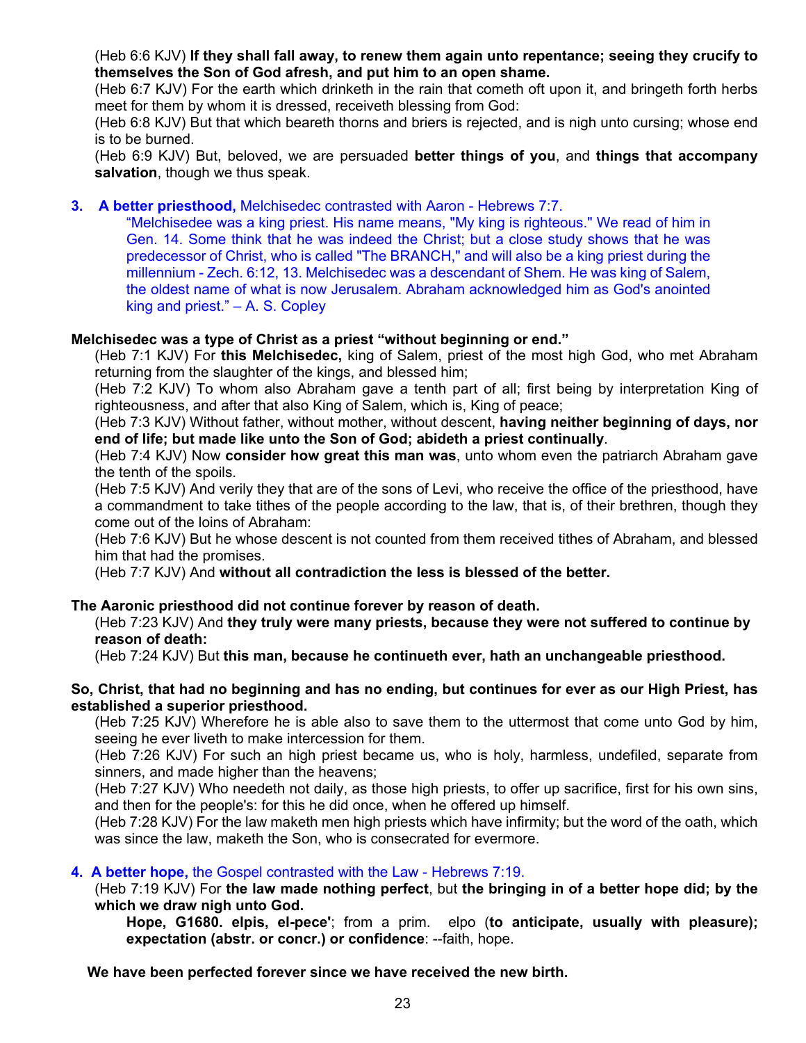(Heb 6:6 KJV) **If they shall fall away, to renew them again unto repentance; seeing they crucify to themselves the Son of God afresh, and put him to an open shame.**

(Heb 6:7 KJV) For the earth which drinketh in the rain that cometh oft upon it, and bringeth forth herbs meet for them by whom it is dressed, receiveth blessing from God:

(Heb 6:8 KJV) But that which beareth thorns and briers is rejected, and is nigh unto cursing; whose end is to be burned.

(Heb 6:9 KJV) But, beloved, we are persuaded **better things of you**, and **things that accompany salvation**, though we thus speak.

3. **A better priesthood,** Melchisedec contrasted with Aaron - Hebrews 7:7.

   "Melchisedee was a king priest. His name means, "My king is righteous." We read of him in Gen. 14. Some think that he was indeed the Christ; but a close study shows that he was predecessor of Christ, who is called "The BRANCH," and will also be a king priest during the millennium - Zech. 6:12, 13. Melchisedec was a descendant of Shem. He was king of Salem, the oldest name of what is now Jerusalem. Abraham acknowledged him as God's anointed king and priest." – A. S. Copley

**Melchisedec was a type of Christ as a priest "without beginning or end."**

(Heb 7:1 KJV) For **this Melchisedec,** king of Salem, priest of the most high God, who met Abraham returning from the slaughter of the kings, and blessed him;

(Heb 7:2 KJV) To whom also Abraham gave a tenth part of all; first being by interpretation King of righteousness, and after that also King of Salem, which is, King of peace;

(Heb 7:3 KJV) Without father, without mother, without descent, **having neither beginning of days, nor end of life; but made like unto the Son of God; abideth a priest continually**.

(Heb 7:4 KJV) Now **consider how great this man was**, unto whom even the patriarch Abraham gave the tenth of the spoils.

(Heb 7:5 KJV) And verily they that are of the sons of Levi, who receive the office of the priesthood, have a commandment to take tithes of the people according to the law, that is, of their brethren, though they come out of the loins of Abraham:

(Heb 7:6 KJV) But he whose descent is not counted from them received tithes of Abraham, and blessed him that had the promises.

(Heb 7:7 KJV) And **without all contradiction the less is blessed of the better.**

**The Aaronic priesthood did not continue forever by reason of death.**

(Heb 7:23 KJV) And **they truly were many priests, because they were not suffered to continue by reason of death:**

(Heb 7:24 KJV) But **this man, because he continueth ever, hath an unchangeable priesthood.**

**So, Christ, that had no beginning and has no ending, but continues for ever as our High Priest, has established a superior priesthood.**

(Heb 7:25 KJV) Wherefore he is able also to save them to the uttermost that come unto God by him, seeing he ever liveth to make intercession for them.

(Heb 7:26 KJV) For such an high priest became us, who is holy, harmless, undefiled, separate from sinners, and made higher than the heavens;

(Heb 7:27 KJV) Who needeth not daily, as those high priests, to offer up sacrifice, first for his own sins, and then for the people's: for this he did once, when he offered up himself.

(Heb 7:28 KJV) For the law maketh men high priests which have infirmity; but the word of the oath, which was since the law, maketh the Son, who is consecrated for evermore.

4. **A better hope,** the Gospel contrasted with the Law - Hebrews 7:19.

(Heb 7:19 KJV) For **the law made nothing perfect**, but **the bringing in of a better hope did; by the which we draw nigh unto God.**

**Hope, G1680. elpis, el-pece'**; from a prim. elpo (**to anticipate, usually with pleasure); expectation (abstr. or concr.) or confidence**: --faith, hope.

**We have been perfected forever since we have received the new birth.**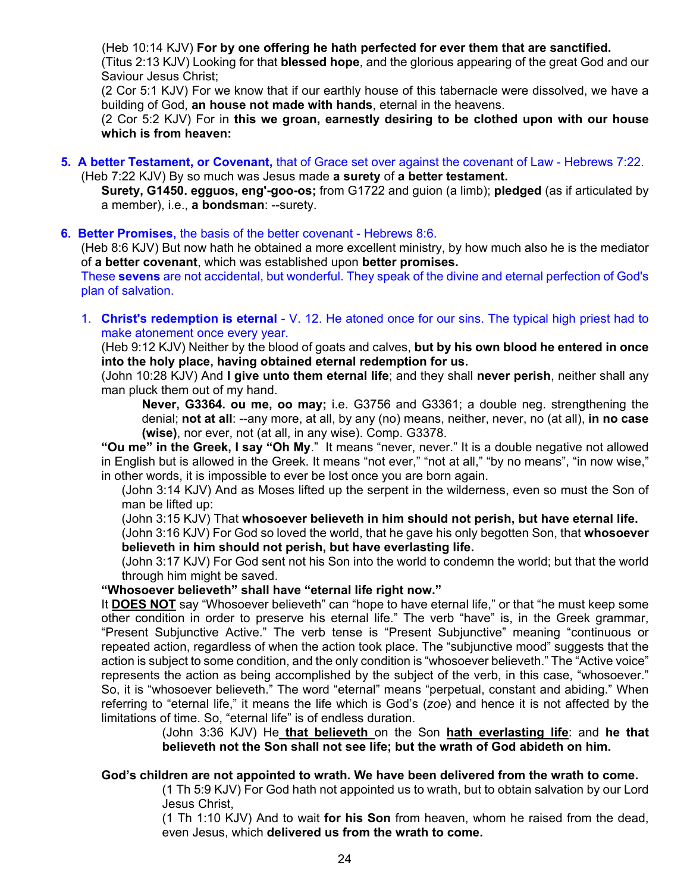(Heb 10:14 KJV) **For by one offering he hath perfected for ever them that are sanctified.**
(Titus 2:13 KJV) Looking for that **blessed hope**, and the glorious appearing of the great God and our Saviour Jesus Christ;
(2 Cor 5:1 KJV) For we know that if our earthly house of this tabernacle were dissolved, we have a building of God, **an house not made with hands**, eternal in the heavens.
(2 Cor 5:2 KJV) For in **this we groan, earnestly desiring to be clothed upon with our house which is from heaven:**

5. **A better Testament, or Covenant,** that of Grace set over against the covenant of Law - Hebrews 7:22.
(Heb 7:22 KJV) By so much was Jesus made **a surety** of **a better testament.**
**Surety, G1450. egguos, eng'-goo-os;** from G1722 and guion (a limb); **pledged** (as if articulated by a member), i.e., **a bondsman**: --surety.

6. **Better Promises,** the basis of the better covenant - Hebrews 8:6.
(Heb 8:6 KJV) But now hath he obtained a more excellent ministry, by how much also he is the mediator of **a better covenant**, which was established upon **better promises.**
These **sevens** are not accidental, but wonderful. They speak of the divine and eternal perfection of God's plan of salvation.

1. **Christ's redemption is eternal** - V. 12. He atoned once for our sins. The typical high priest had to make atonement once every year.
(Heb 9:12 KJV) Neither by the blood of goats and calves, **but by his own blood he entered in once into the holy place, having obtained eternal redemption for us.**
(John 10:28 KJV) And **I give unto them eternal life**; and they shall **never perish**, neither shall any man pluck them out of my hand.
**Never, G3364. ou me, oo may;** i.e. G3756 and G3361; a double neg. strengthening the denial; **not at all**: --any more, at all, by any (no) means, neither, never, no (at all), **in no case (wise)**, nor ever, not (at all, in any wise). Comp. G3378.
**"Ou me" in the Greek, I say "Oh My**." It means "never, never." It is a double negative not allowed in English but is allowed in the Greek. It means "not ever," "not at all," "by no means", "in now wise," in other words, it is impossible to ever be lost once you are born again.
(John 3:14 KJV) And as Moses lifted up the serpent in the wilderness, even so must the Son of man be lifted up:
(John 3:15 KJV) That **whosoever believeth in him should not perish, but have eternal life.**
(John 3:16 KJV) For God so loved the world, that he gave his only begotten Son, that **whosoever believeth in him should not perish, but have everlasting life.**
(John 3:17 KJV) For God sent not his Son into the world to condemn the world; but that the world through him might be saved.
**"Whosoever believeth" shall have "eternal life right now."**
It **<u>DOES NOT</u>** say "Whosoever believeth" can "hope to have eternal life," or that "he must keep some other condition in order to preserve his eternal life." The verb "have" is, in the Greek grammar, "Present Subjunctive Active." The verb tense is "Present Subjunctive" meaning "continuous or repeated action, regardless of when the action took place. The "subjunctive mood" suggests that the action is subject to some condition, and the only condition is "whosoever believeth." The "Active voice" represents the action as being accomplished by the subject of the verb, in this case, "whosoever." So, it is "whosoever believeth." The word "eternal" means "perpetual, constant and abiding." When referring to "eternal life," it means the life which is God's (*zoe*) and hence it is not affected by the limitations of time. So, "eternal life" is of endless duration.
(John 3:36 KJV) He **<u>that believeth</u>** on the Son **<u>hath everlasting life</u>**: and **he that believeth not the Son shall not see life; but the wrath of God abideth on him.**

**God's children are not appointed to wrath. We have been delivered from the wrath to come.**
(1 Th 5:9 KJV) For God hath not appointed us to wrath, but to obtain salvation by our Lord Jesus Christ,
(1 Th 1:10 KJV) And to wait **for his Son** from heaven, whom he raised from the dead, even Jesus, which **delivered us from the wrath to come.**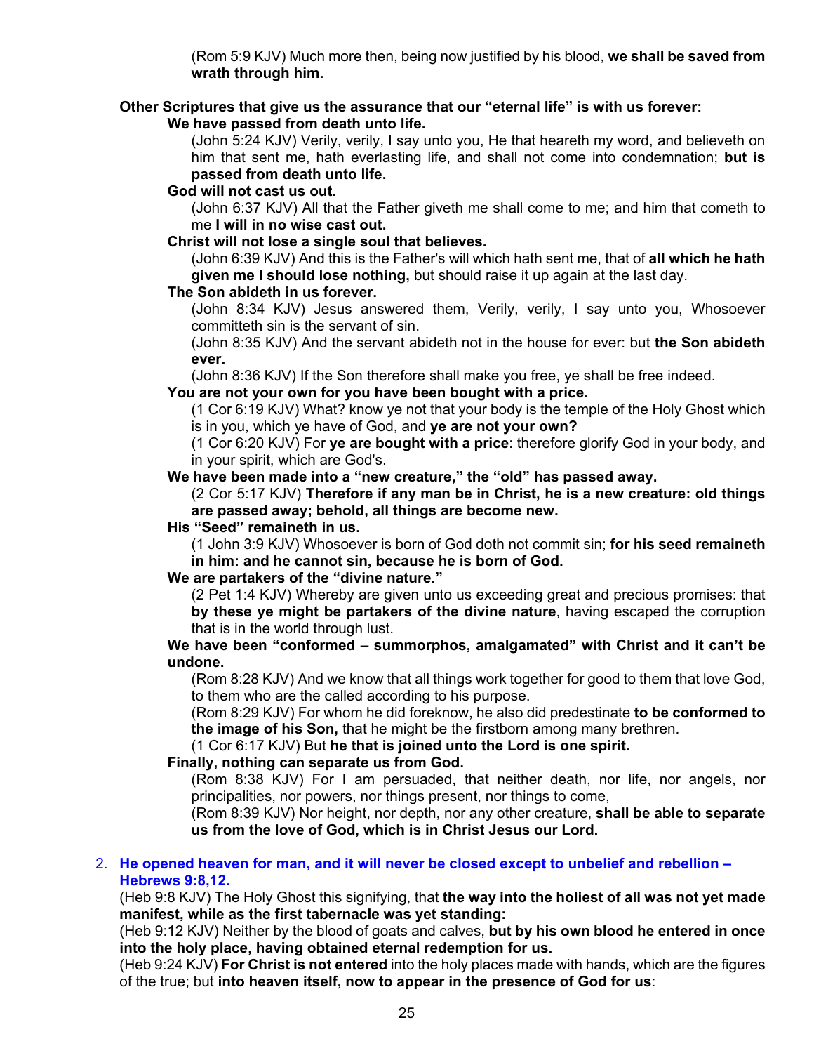(Rom 5:9 KJV) Much more then, being now justified by his blood, **we shall be saved from wrath through him.**

**Other Scriptures that give us the assurance that our "eternal life" is with us forever:**

**We have passed from death unto life.**

(John 5:24 KJV) Verily, verily, I say unto you, He that heareth my word, and believeth on him that sent me, hath everlasting life, and shall not come into condemnation; **but is passed from death unto life.**

**God will not cast us out.**

(John 6:37 KJV) All that the Father giveth me shall come to me; and him that cometh to me **I will in no wise cast out.**

**Christ will not lose a single soul that believes.**

(John 6:39 KJV) And this is the Father's will which hath sent me, that of **all which he hath given me I should lose nothing,** but should raise it up again at the last day.

**The Son abideth in us forever.**

(John 8:34 KJV) Jesus answered them, Verily, verily, I say unto you, Whosoever committeth sin is the servant of sin.

(John 8:35 KJV) And the servant abideth not in the house for ever: but **the Son abideth ever.**

(John 8:36 KJV) If the Son therefore shall make you free, ye shall be free indeed.

**You are not your own for you have been bought with a price.**

(1 Cor 6:19 KJV) What? know ye not that your body is the temple of the Holy Ghost which is in you, which ye have of God, and **ye are not your own?**

(1 Cor 6:20 KJV) For **ye are bought with a price**: therefore glorify God in your body, and in your spirit, which are God's.

**We have been made into a "new creature," the "old" has passed away.**

(2 Cor 5:17 KJV) **Therefore if any man be in Christ, he is a new creature: old things are passed away; behold, all things are become new.**

**His "Seed" remaineth in us.**

(1 John 3:9 KJV) Whosoever is born of God doth not commit sin; **for his seed remaineth in him: and he cannot sin, because he is born of God.**

**We are partakers of the "divine nature."**

(2 Pet 1:4 KJV) Whereby are given unto us exceeding great and precious promises: that **by these ye might be partakers of the divine nature**, having escaped the corruption that is in the world through lust.

**We have been "conformed – summorphos, amalgamated" with Christ and it can't be undone.**

(Rom 8:28 KJV) And we know that all things work together for good to them that love God, to them who are the called according to his purpose.

(Rom 8:29 KJV) For whom he did foreknow, he also did predestinate **to be conformed to the image of his Son,** that he might be the firstborn among many brethren.

(1 Cor 6:17 KJV) But **he that is joined unto the Lord is one spirit.**

**Finally, nothing can separate us from God.**

(Rom 8:38 KJV) For I am persuaded, that neither death, nor life, nor angels, nor principalities, nor powers, nor things present, nor things to come,

(Rom 8:39 KJV) Nor height, nor depth, nor any other creature, **shall be able to separate us from the love of God, which is in Christ Jesus our Lord.**

2. **He opened heaven for man, and it will never be closed except to unbelief and rebellion – Hebrews 9:8,12.**

(Heb 9:8 KJV) The Holy Ghost this signifying, that **the way into the holiest of all was not yet made manifest, while as the first tabernacle was yet standing:**

(Heb 9:12 KJV) Neither by the blood of goats and calves, **but by his own blood he entered in once into the holy place, having obtained eternal redemption for us.**

(Heb 9:24 KJV) **For Christ is not entered** into the holy places made with hands, which are the figures of the true; but **into heaven itself, now to appear in the presence of God for us**: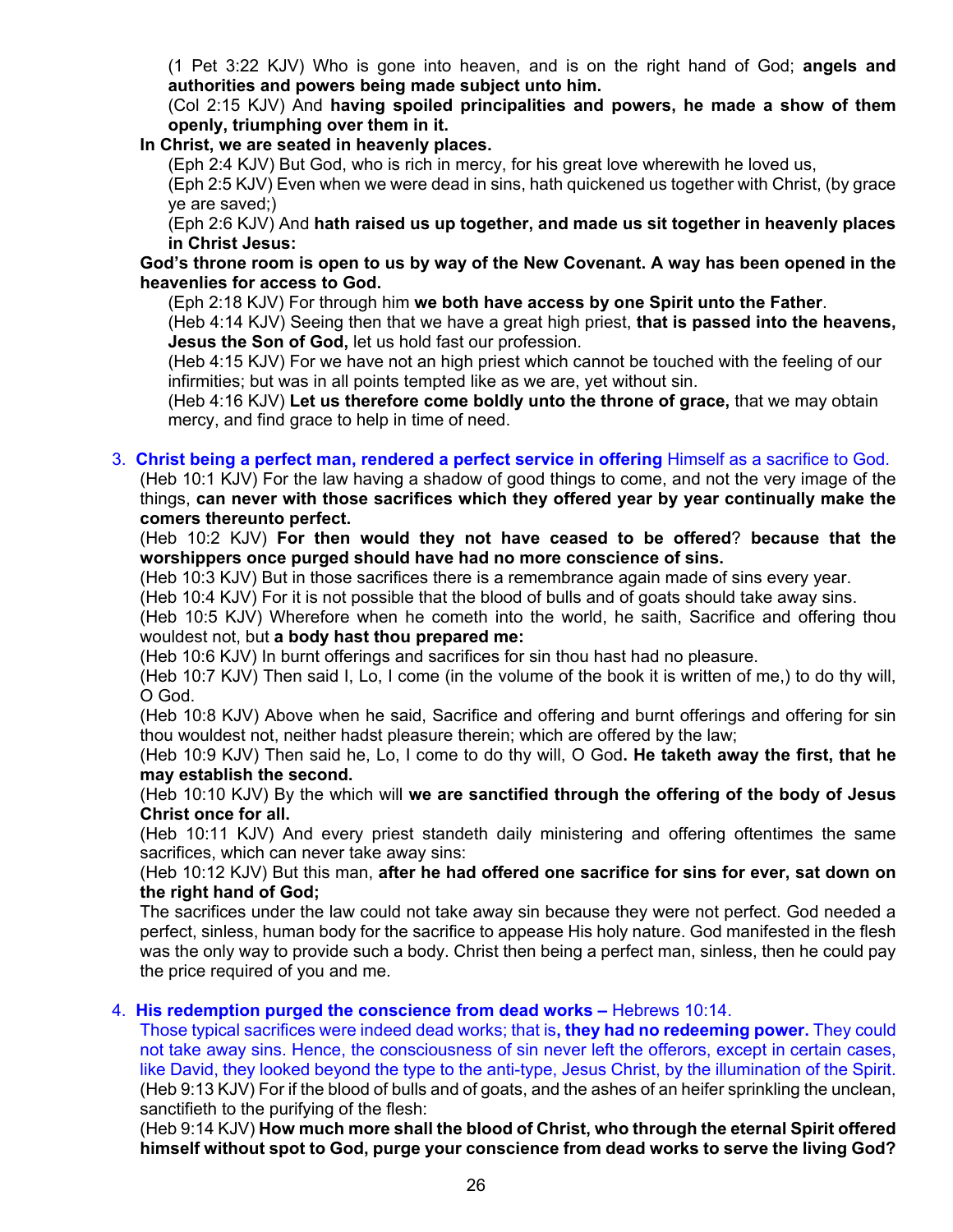(1 Pet 3:22 KJV) Who is gone into heaven, and is on the right hand of God; **angels and authorities and powers being made subject unto him.**

(Col 2:15 KJV) And **having spoiled principalities and powers, he made a show of them openly, triumphing over them in it.**

**In Christ, we are seated in heavenly places.**

(Eph 2:4 KJV) But God, who is rich in mercy, for his great love wherewith he loved us,

(Eph 2:5 KJV) Even when we were dead in sins, hath quickened us together with Christ, (by grace ye are saved;)

(Eph 2:6 KJV) And **hath raised us up together, and made us sit together in heavenly places in Christ Jesus:**

**God's throne room is open to us by way of the New Covenant. A way has been opened in the heavenlies for access to God.**

(Eph 2:18 KJV) For through him **we both have access by one Spirit unto the Father**.

(Heb 4:14 KJV) Seeing then that we have a great high priest, **that is passed into the heavens, Jesus the Son of God,** let us hold fast our profession.

(Heb 4:15 KJV) For we have not an high priest which cannot be touched with the feeling of our infirmities; but was in all points tempted like as we are, yet without sin.

(Heb 4:16 KJV) **Let us therefore come boldly unto the throne of grace,** that we may obtain mercy, and find grace to help in time of need.

3. **Christ being a perfect man, rendered a perfect service in offering** Himself as a sacrifice to God.

(Heb 10:1 KJV) For the law having a shadow of good things to come, and not the very image of the things, **can never with those sacrifices which they offered year by year continually make the comers thereunto perfect.**

(Heb 10:2 KJV) **For then would they not have ceased to be offered**? **because that the worshippers once purged should have had no more conscience of sins.**

(Heb 10:3 KJV) But in those sacrifices there is a remembrance again made of sins every year.

(Heb 10:4 KJV) For it is not possible that the blood of bulls and of goats should take away sins.

(Heb 10:5 KJV) Wherefore when he cometh into the world, he saith, Sacrifice and offering thou wouldest not, but **a body hast thou prepared me:**

(Heb 10:6 KJV) In burnt offerings and sacrifices for sin thou hast had no pleasure.

(Heb 10:7 KJV) Then said I, Lo, I come (in the volume of the book it is written of me,) to do thy will, O God.

(Heb 10:8 KJV) Above when he said, Sacrifice and offering and burnt offerings and offering for sin thou wouldest not, neither hadst pleasure therein; which are offered by the law;

(Heb 10:9 KJV) Then said he, Lo, I come to do thy will, O God**. He taketh away the first, that he may establish the second.**

(Heb 10:10 KJV) By the which will **we are sanctified through the offering of the body of Jesus Christ once for all.**

(Heb 10:11 KJV) And every priest standeth daily ministering and offering oftentimes the same sacrifices, which can never take away sins:

(Heb 10:12 KJV) But this man, **after he had offered one sacrifice for sins for ever, sat down on the right hand of God;**

The sacrifices under the law could not take away sin because they were not perfect. God needed a perfect, sinless, human body for the sacrifice to appease His holy nature. God manifested in the flesh was the only way to provide such a body. Christ then being a perfect man, sinless, then he could pay the price required of you and me.

4. **His redemption purged the conscience from dead works –** Hebrews 10:14.

Those typical sacrifices were indeed dead works; that is**, they had no redeeming power.** They could not take away sins. Hence, the consciousness of sin never left the offerors, except in certain cases, like David, they looked beyond the type to the anti-type, Jesus Christ, by the illumination of the Spirit.

(Heb 9:13 KJV) For if the blood of bulls and of goats, and the ashes of an heifer sprinkling the unclean, sanctifieth to the purifying of the flesh:

(Heb 9:14 KJV) **How much more shall the blood of Christ, who through the eternal Spirit offered himself without spot to God, purge your conscience from dead works to serve the living God?**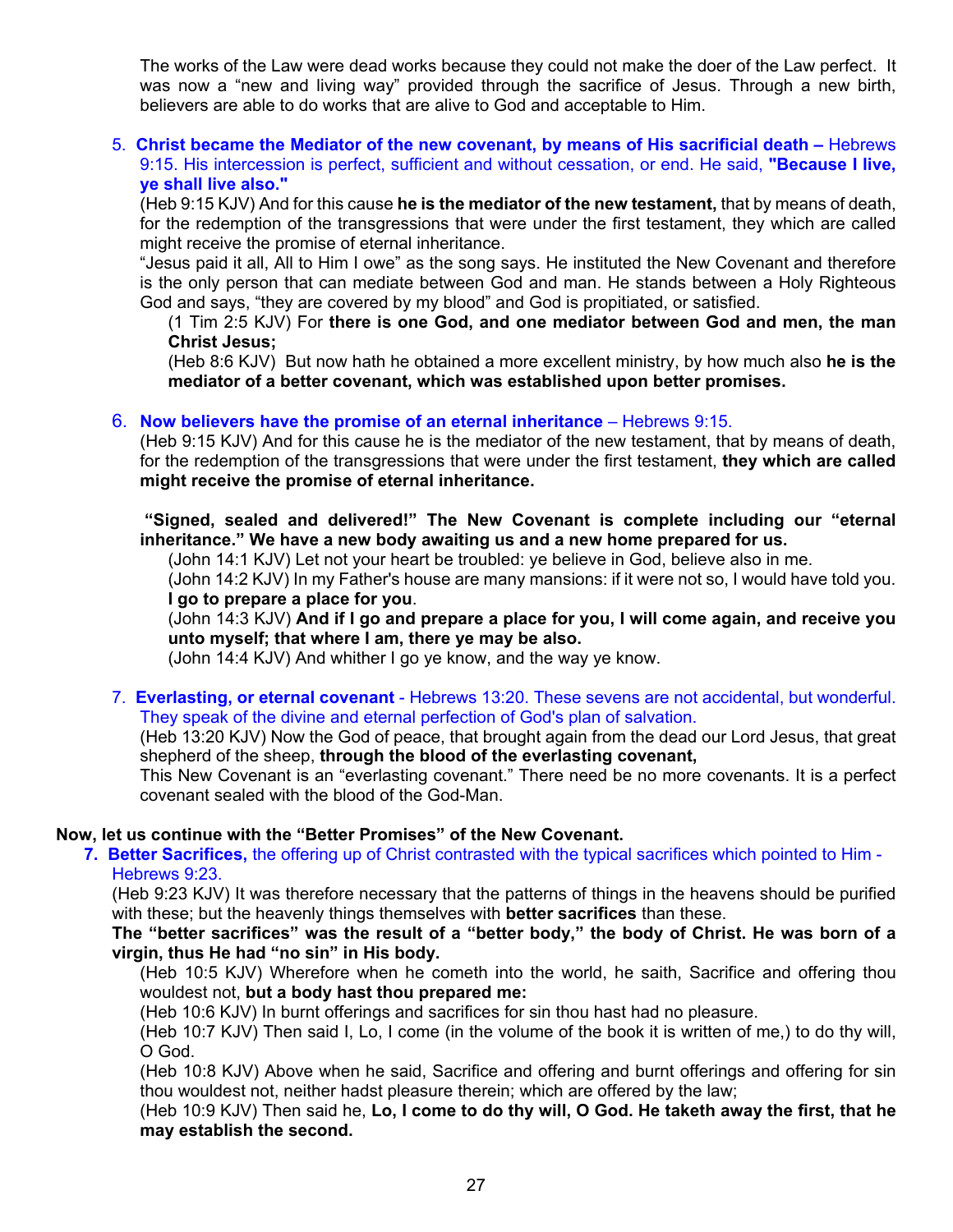The works of the Law were dead works because they could not make the doer of the Law perfect. It was now a "new and living way" provided through the sacrifice of Jesus. Through a new birth, believers are able to do works that are alive to God and acceptable to Him.

5. **Christ became the Mediator of the new covenant, by means of His sacrificial death –** Hebrews 9:15. His intercession is perfect, sufficient and without cessation, or end. He said, **"Because I live, ye shall live also."**

   (Heb 9:15 KJV) And for this cause **he is the mediator of the new testament,** that by means of death, for the redemption of the transgressions that were under the first testament, they which are called might receive the promise of eternal inheritance.

   "Jesus paid it all, All to Him I owe" as the song says. He instituted the New Covenant and therefore is the only person that can mediate between God and man. He stands between a Holy Righteous God and says, "they are covered by my blood" and God is propitiated, or satisfied.

   (1 Tim 2:5 KJV) For **there is one God, and one mediator between God and men, the man Christ Jesus;**

   (Heb 8:6 KJV) But now hath he obtained a more excellent ministry, by how much also **he is the mediator of a better covenant, which was established upon better promises.**

6. **Now believers have the promise of an eternal inheritance** – Hebrews 9:15.

   (Heb 9:15 KJV) And for this cause he is the mediator of the new testament, that by means of death, for the redemption of the transgressions that were under the first testament, **they which are called might receive the promise of eternal inheritance.**

   **"Signed, sealed and delivered!" The New Covenant is complete including our "eternal inheritance." We have a new body awaiting us and a new home prepared for us.**

   (John 14:1 KJV) Let not your heart be troubled: ye believe in God, believe also in me.

   (John 14:2 KJV) In my Father's house are many mansions: if it were not so, I would have told you. **I go to prepare a place for you**.

   (John 14:3 KJV) **And if I go and prepare a place for you, I will come again, and receive you unto myself; that where I am, there ye may be also.**

   (John 14:4 KJV) And whither I go ye know, and the way ye know.

7. **Everlasting, or eternal covenant** - Hebrews 13:20. These sevens are not accidental, but wonderful. They speak of the divine and eternal perfection of God's plan of salvation.

   (Heb 13:20 KJV) Now the God of peace, that brought again from the dead our Lord Jesus, that great shepherd of the sheep, **through the blood of the everlasting covenant,**

   This New Covenant is an "everlasting covenant." There need be no more covenants. It is a perfect covenant sealed with the blood of the God-Man.

**Now, let us continue with the "Better Promises" of the New Covenant.**

7. **Better Sacrifices,** the offering up of Christ contrasted with the typical sacrifices which pointed to Him - Hebrews 9:23.

   (Heb 9:23 KJV) It was therefore necessary that the patterns of things in the heavens should be purified with these; but the heavenly things themselves with **better sacrifices** than these.

   **The "better sacrifices" was the result of a "better body," the body of Christ. He was born of a virgin, thus He had "no sin" in His body.**

   (Heb 10:5 KJV) Wherefore when he cometh into the world, he saith, Sacrifice and offering thou wouldest not, **but a body hast thou prepared me:**

   (Heb 10:6 KJV) In burnt offerings and sacrifices for sin thou hast had no pleasure.

   (Heb 10:7 KJV) Then said I, Lo, I come (in the volume of the book it is written of me,) to do thy will, O God.

   (Heb 10:8 KJV) Above when he said, Sacrifice and offering and burnt offerings and offering for sin thou wouldest not, neither hadst pleasure therein; which are offered by the law;

   (Heb 10:9 KJV) Then said he, **Lo, I come to do thy will, O God. He taketh away the first, that he may establish the second.**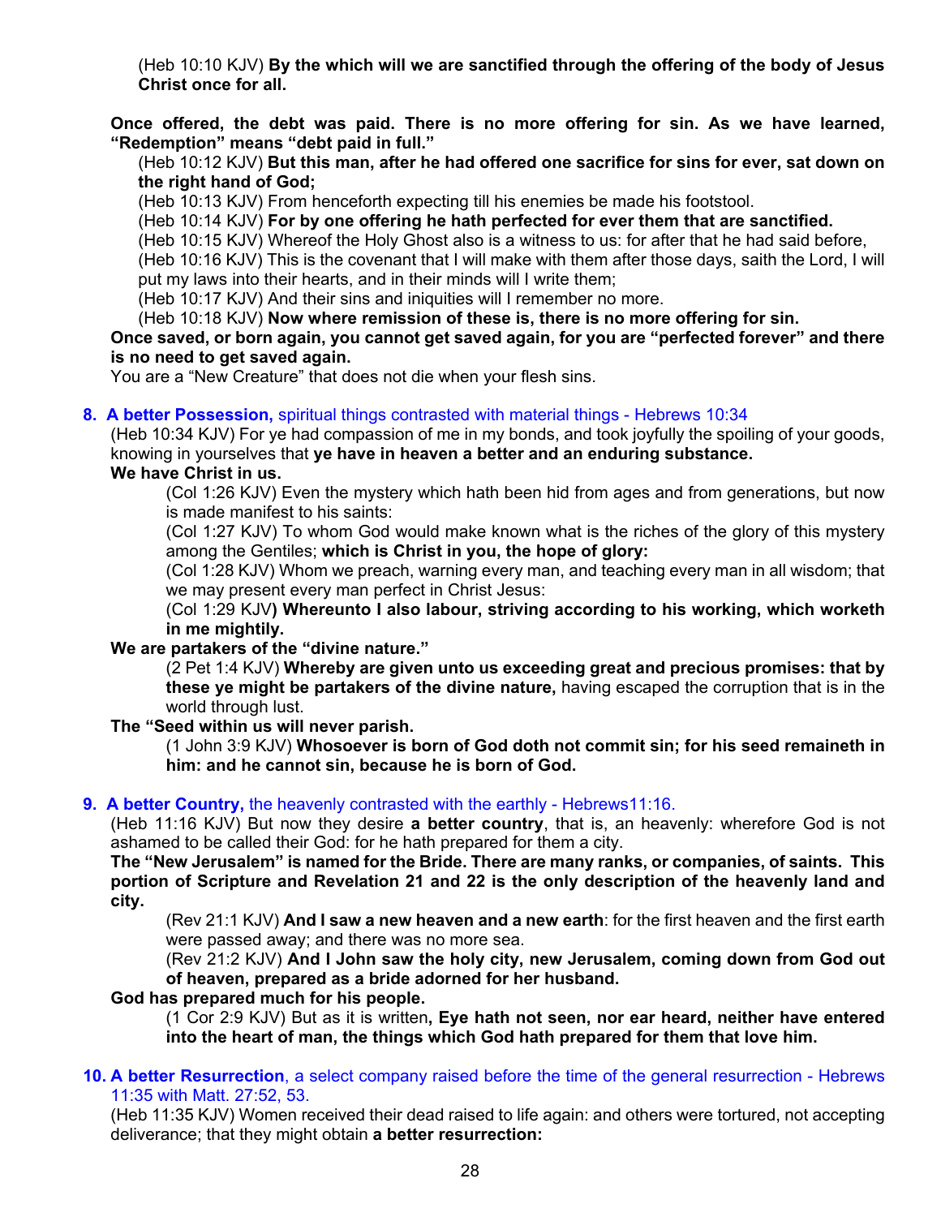(Heb 10:10 KJV) **By the which will we are sanctified through the offering of the body of Jesus Christ once for all.**

**Once offered, the debt was paid. There is no more offering for sin. As we have learned, "Redemption" means "debt paid in full."**

(Heb 10:12 KJV) **But this man, after he had offered one sacrifice for sins for ever, sat down on the right hand of God;**
(Heb 10:13 KJV) From henceforth expecting till his enemies be made his footstool.
(Heb 10:14 KJV) **For by one offering he hath perfected for ever them that are sanctified.**
(Heb 10:15 KJV) Whereof the Holy Ghost also is a witness to us: for after that he had said before,
(Heb 10:16 KJV) This is the covenant that I will make with them after those days, saith the Lord, I will put my laws into their hearts, and in their minds will I write them;
(Heb 10:17 KJV) And their sins and iniquities will I remember no more.
(Heb 10:18 KJV) **Now where remission of these is, there is no more offering for sin.**

**Once saved, or born again, you cannot get saved again, for you are "perfected forever" and there is no need to get saved again.**

You are a "New Creature" that does not die when your flesh sins.

**8. A better Possession,** spiritual things contrasted with material things - Hebrews 10:34

(Heb 10:34 KJV) For ye had compassion of me in my bonds, and took joyfully the spoiling of your goods, knowing in yourselves that **ye have in heaven a better and an enduring substance.**

**We have Christ in us.**

(Col 1:26 KJV) Even the mystery which hath been hid from ages and from generations, but now is made manifest to his saints:
(Col 1:27 KJV) To whom God would make known what is the riches of the glory of this mystery among the Gentiles; **which is Christ in you, the hope of glory:**
(Col 1:28 KJV) Whom we preach, warning every man, and teaching every man in all wisdom; that we may present every man perfect in Christ Jesus:
(Col 1:29 KJV**) Whereunto I also labour, striving according to his working, which worketh in me mightily.**

**We are partakers of the "divine nature."**

(2 Pet 1:4 KJV) **Whereby are given unto us exceeding great and precious promises: that by these ye might be partakers of the divine nature,** having escaped the corruption that is in the world through lust.

**The "Seed within us will never parish.**

(1 John 3:9 KJV) **Whosoever is born of God doth not commit sin; for his seed remaineth in him: and he cannot sin, because he is born of God.**

**9. A better Country,** the heavenly contrasted with the earthly - Hebrews11:16.

(Heb 11:16 KJV) But now they desire **a better country**, that is, an heavenly: wherefore God is not ashamed to be called their God: for he hath prepared for them a city.

**The "New Jerusalem" is named for the Bride. There are many ranks, or companies, of saints. This portion of Scripture and Revelation 21 and 22 is the only description of the heavenly land and city.**

(Rev 21:1 KJV) **And I saw a new heaven and a new earth**: for the first heaven and the first earth were passed away; and there was no more sea.
(Rev 21:2 KJV) **And I John saw the holy city, new Jerusalem, coming down from God out of heaven, prepared as a bride adorned for her husband.**

**God has prepared much for his people.**

(1 Cor 2:9 KJV) But as it is written**, Eye hath not seen, nor ear heard, neither have entered into the heart of man, the things which God hath prepared for them that love him.**

**10. A better Resurrection**, a select company raised before the time of the general resurrection - Hebrews 11:35 with Matt. 27:52, 53.

(Heb 11:35 KJV) Women received their dead raised to life again: and others were tortured, not accepting deliverance; that they might obtain **a better resurrection:**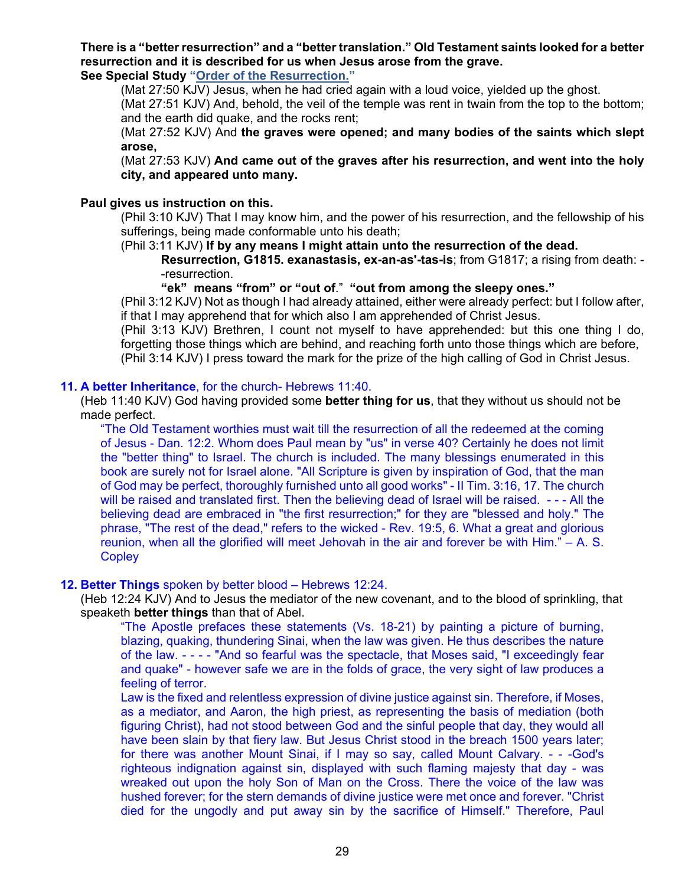**There is a "better resurrection" and a "better translation." Old Testament saints looked for a better resurrection and it is described for us when Jesus arose from the grave.**

**See Special Study "Order of the Resurrection."**

(Mat 27:50 KJV) Jesus, when he had cried again with a loud voice, yielded up the ghost.

(Mat 27:51 KJV) And, behold, the veil of the temple was rent in twain from the top to the bottom; and the earth did quake, and the rocks rent;

(Mat 27:52 KJV) And **the graves were opened; and many bodies of the saints which slept arose,**

(Mat 27:53 KJV) **And came out of the graves after his resurrection, and went into the holy city, and appeared unto many.**

**Paul gives us instruction on this.**

(Phil 3:10 KJV) That I may know him, and the power of his resurrection, and the fellowship of his sufferings, being made conformable unto his death;

(Phil 3:11 KJV) **If by any means I might attain unto the resurrection of the dead.**

> **Resurrection, G1815. exanastasis, ex-an-as'-tas-is**; from G1817; a rising from death: --resurrection.
>
> **"ek" means "from" or "out of." "out from among the sleepy ones."**

(Phil 3:12 KJV) Not as though I had already attained, either were already perfect: but I follow after, if that I may apprehend that for which also I am apprehended of Christ Jesus.

(Phil 3:13 KJV) Brethren, I count not myself to have apprehended: but this one thing I do, forgetting those things which are behind, and reaching forth unto those things which are before,

(Phil 3:14 KJV) I press toward the mark for the prize of the high calling of God in Christ Jesus.

**11. A better Inheritance**, for the church- Hebrews 11:40.

(Heb 11:40 KJV) God having provided some **better thing for us**, that they without us should not be made perfect.

> "The Old Testament worthies must wait till the resurrection of all the redeemed at the coming of Jesus - Dan. 12:2. Whom does Paul mean by "us" in verse 40? Certainly he does not limit the "better thing" to Israel. The church is included. The many blessings enumerated in this book are surely not for Israel alone. "All Scripture is given by inspiration of God, that the man of God may be perfect, thoroughly furnished unto all good works" - II Tim. 3:16, 17. The church will be raised and translated first. Then the believing dead of Israel will be raised. - - - All the believing dead are embraced in "the first resurrection;" for they are "blessed and holy." The phrase, "The rest of the dead," refers to the wicked - Rev. 19:5, 6. What a great and glorious reunion, when all the glorified will meet Jehovah in the air and forever be with Him." – A. S. Copley

**12. Better Things** spoken by better blood – Hebrews 12:24.

(Heb 12:24 KJV) And to Jesus the mediator of the new covenant, and to the blood of sprinkling, that speaketh **better things** than that of Abel.

> "The Apostle prefaces these statements (Vs. 18-21) by painting a picture of burning, blazing, quaking, thundering Sinai, when the law was given. He thus describes the nature of the law. - - - - "And so fearful was the spectacle, that Moses said, "I exceedingly fear and quake" - however safe we are in the folds of grace, the very sight of law produces a feeling of terror.
>
> Law is the fixed and relentless expression of divine justice against sin. Therefore, if Moses, as a mediator, and Aaron, the high priest, as representing the basis of mediation (both figuring Christ), had not stood between God and the sinful people that day, they would all have been slain by that fiery law. But Jesus Christ stood in the breach 1500 years later; for there was another Mount Sinai, if I may so say, called Mount Calvary. - - -God's righteous indignation against sin, displayed with such flaming majesty that day - was wreaked out upon the holy Son of Man on the Cross. There the voice of the law was hushed forever; for the stern demands of divine justice were met once and forever. "Christ died for the ungodly and put away sin by the sacrifice of Himself." Therefore, Paul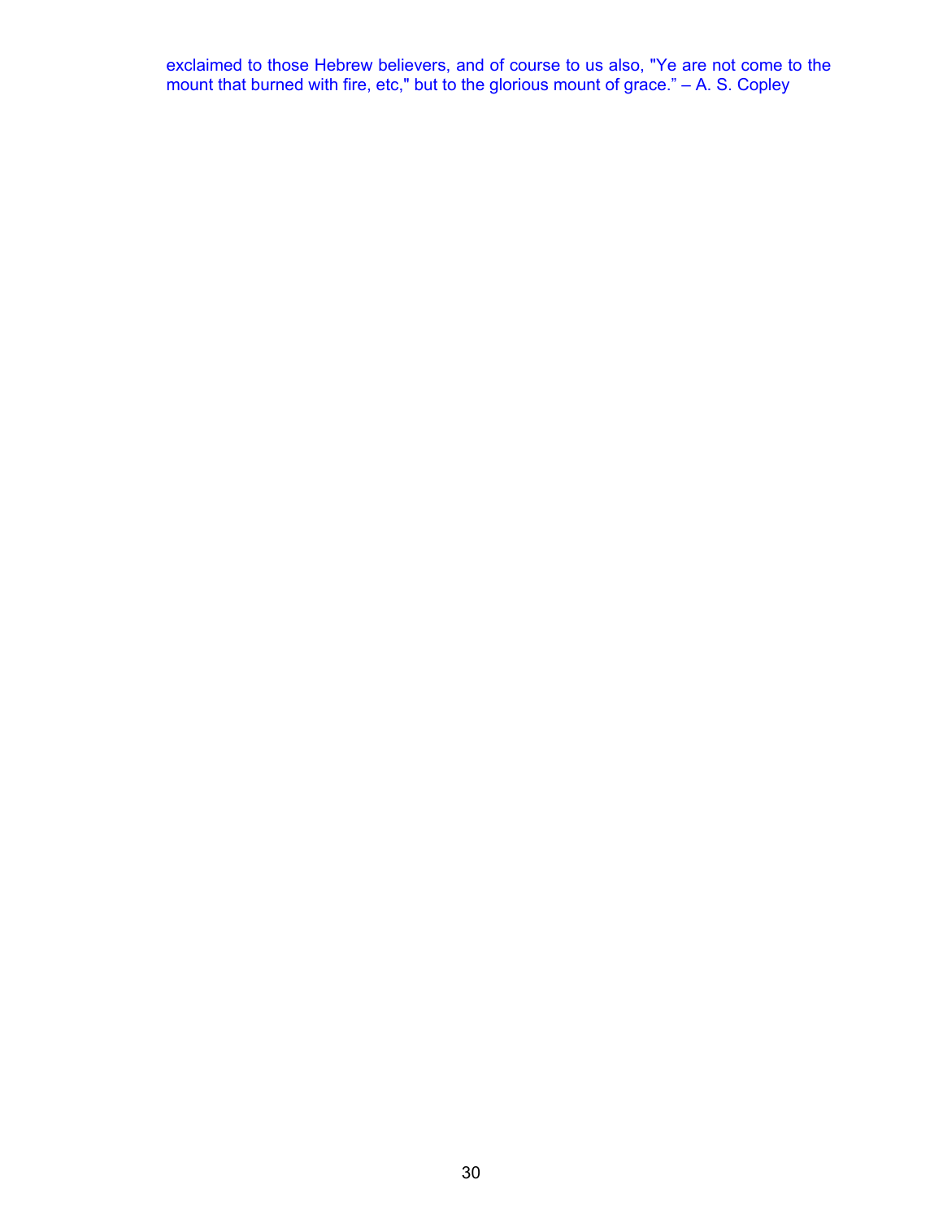exclaimed to those Hebrew believers, and of course to us also, "Ye are not come to the mount that burned with fire, etc," but to the glorious mount of grace." – A. S. Copley